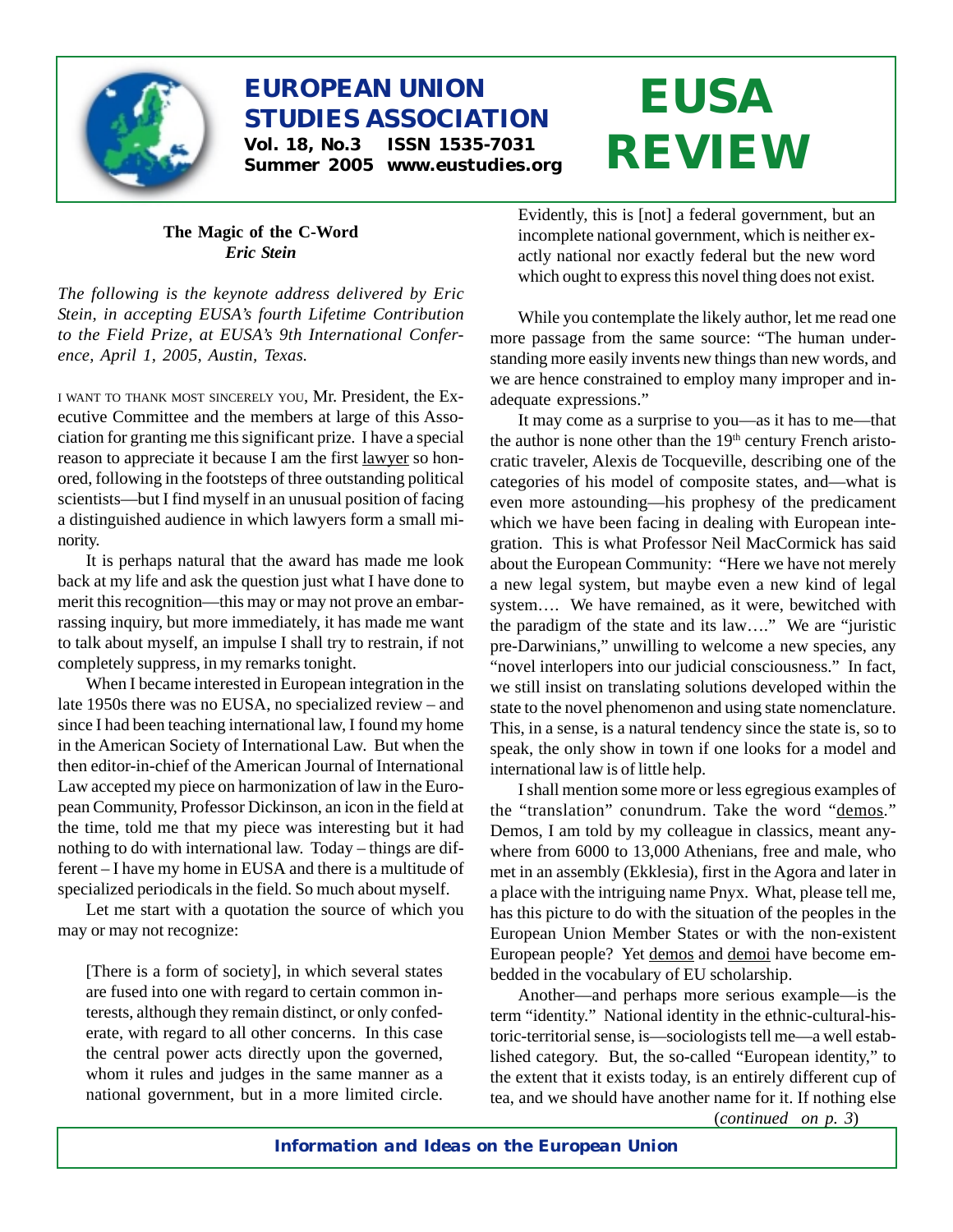# EUROPEAN UNION STUDIES ASSOCIATION

**Vol. 18, No.3 ISSN 1535-7031**
**Summer 2005 www.eustudies.org**

# EUSA REVIEW

## The Magic of the C-Word

***Eric Stein***

*The following is the keynote address delivered by Eric Stein, in accepting EUSA's fourth Lifetime Contribution to the Field Prize, at EUSA's 9th International Conference, April 1, 2005, Austin, Texas.*

I WANT TO THANK MOST SINCERELY YOU, Mr. President, the Executive Committee and the members at large of this Association for granting me this significant prize. I have a special reason to appreciate it because I am the first lawyer so honored, following in the footsteps of three outstanding political scientists—but I find myself in an unusual position of facing a distinguished audience in which lawyers form a small minority.

It is perhaps natural that the award has made me look back at my life and ask the question just what I have done to merit this recognition—this may or may not prove an embarrassing inquiry, but more immediately, it has made me want to talk about myself, an impulse I shall try to restrain, if not completely suppress, in my remarks tonight.

When I became interested in European integration in the late 1950s there was no EUSA, no specialized review – and since I had been teaching international law, I found my home in the American Society of International Law. But when the then editor-in-chief of the American Journal of International Law accepted my piece on harmonization of law in the European Community, Professor Dickinson, an icon in the field at the time, told me that my piece was interesting but it had nothing to do with international law. Today – things are different – I have my home in EUSA and there is a multitude of specialized periodicals in the field. So much about myself.

Let me start with a quotation the source of which you may or may not recognize:

> [There is a form of society], in which several states are fused into one with regard to certain common interests, although they remain distinct, or only confederate, with regard to all other concerns. In this case the central power acts directly upon the governed, whom it rules and judges in the same manner as a national government, but in a more limited circle. Evidently, this is [not] a federal government, but an incomplete national government, which is neither exactly national nor exactly federal but the new word which ought to express this novel thing does not exist.

While you contemplate the likely author, let me read one more passage from the same source: "The human understanding more easily invents new things than new words, and we are hence constrained to employ many improper and inadequate expressions."

It may come as a surprise to you—as it has to me—that the author is none other than the 19th century French aristocratic traveler, Alexis de Tocqueville, describing one of the categories of his model of composite states, and—what is even more astounding—his prophesy of the predicament which we have been facing in dealing with European integration. This is what Professor Neil MacCormick has said about the European Community: "Here we have not merely a new legal system, but maybe even a new kind of legal system…. We have remained, as it were, bewitched with the paradigm of the state and its law…." We are "juristic pre-Darwinians," unwilling to welcome a new species, any "novel interlopers into our judicial consciousness." In fact, we still insist on translating solutions developed within the state to the novel phenomenon and using state nomenclature. This, in a sense, is a natural tendency since the state is, so to speak, the only show in town if one looks for a model and international law is of little help.

I shall mention some more or less egregious examples of the "translation" conundrum. Take the word "demos." Demos, I am told by my colleague in classics, meant anywhere from 6000 to 13,000 Athenians, free and male, who met in an assembly (Ekklesia), first in the Agora and later in a place with the intriguing name Pnyx. What, please tell me, has this picture to do with the situation of the peoples in the European Union Member States or with the non-existent European people? Yet demos and demoi have become embedded in the vocabulary of EU scholarship.

Another—and perhaps more serious example—is the term "identity." National identity in the ethnic-cultural-historic-territorial sense, is—sociologists tell me—a well established category. But, the so-called "European identity," to the extent that it exists today, is an entirely different cup of tea, and we should have another name for it. If nothing else

(*continued on p. 3*)

**Information and Ideas on the European Union**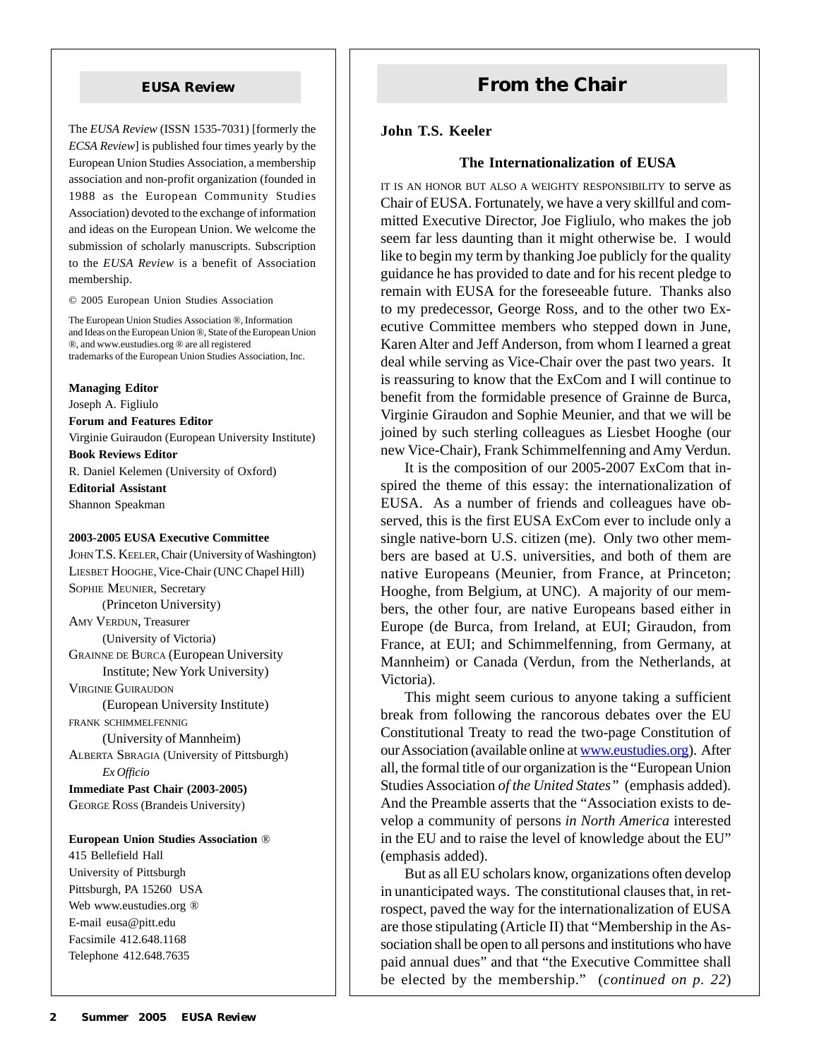## EUSA Review

The *EUSA Review* (ISSN 1535-7031) [formerly the *ECSA Review*] is published four times yearly by the European Union Studies Association, a membership association and non-profit organization (founded in 1988 as the European Community Studies Association) devoted to the exchange of information and ideas on the European Union. We welcome the submission of scholarly manuscripts. Subscription to the *EUSA Review* is a benefit of Association membership.

© 2005 European Union Studies Association

The European Union Studies Association ®, Information and Ideas on the European Union ®, State of the European Union ®, and www.eustudies.org ® are all registered trademarks of the European Union Studies Association, Inc.

**Managing Editor**
Joseph A. Figliulo
**Forum and Features Editor**
Virginie Guiraudon (European University Institute)
**Book Reviews Editor**
R. Daniel Kelemen (University of Oxford)
**Editorial Assistant**
Shannon Speakman

**2003-2005 EUSA Executive Committee**
John T.S. Keeler, Chair (University of Washington)
Liesbet Hooghe, Vice-Chair (UNC Chapel Hill)
Sophie Meunier, Secretary (Princeton University)
Amy Verdun, Treasurer (University of Victoria)
Grainne de Burca (European University Institute; New York University)
Virginie Guiraudon (European University Institute)
Frank Schimmelfennig (University of Mannheim)
Alberta Sbragia (University of Pittsburgh) *Ex Officio*
**Immediate Past Chair (2003-2005)**
George Ross (Brandeis University)

**European Union Studies Association ®**
415 Bellefield Hall
University of Pittsburgh
Pittsburgh, PA 15260 USA
Web www.eustudies.org ®
E-mail eusa@pitt.edu
Facsimile 412.648.1168
Telephone 412.648.7635

## From the Chair

**John T.S. Keeler**

### The Internationalization of EUSA

It is an honor but also a weighty responsibility to serve as Chair of EUSA. Fortunately, we have a very skillful and committed Executive Director, Joe Figliulo, who makes the job seem far less daunting than it might otherwise be. I would like to begin my term by thanking Joe publicly for the quality guidance he has provided to date and for his recent pledge to remain with EUSA for the foreseeable future. Thanks also to my predecessor, George Ross, and to the other two Executive Committee members who stepped down in June, Karen Alter and Jeff Anderson, from whom I learned a great deal while serving as Vice-Chair over the past two years. It is reassuring to know that the ExCom and I will continue to benefit from the formidable presence of Grainne de Burca, Virginie Giraudon and Sophie Meunier, and that we will be joined by such sterling colleagues as Liesbet Hooghe (our new Vice-Chair), Frank Schimmelfenning and Amy Verdun.

It is the composition of our 2005-2007 ExCom that inspired the theme of this essay: the internationalization of EUSA. As a number of friends and colleagues have observed, this is the first EUSA ExCom ever to include only a single native-born U.S. citizen (me). Only two other members are based at U.S. universities, and both of them are native Europeans (Meunier, from France, at Princeton; Hooghe, from Belgium, at UNC). A majority of our members, the other four, are native Europeans based either in Europe (de Burca, from Ireland, at EUI; Giraudon, from France, at EUI; and Schimmelfenning, from Germany, at Mannheim) or Canada (Verdun, from the Netherlands, at Victoria).

This might seem curious to anyone taking a sufficient break from following the rancorous debates over the EU Constitutional Treaty to read the two-page Constitution of our Association (available online at www.eustudies.org). After all, the formal title of our organization is the "European Union Studies Association *of the United States*" (emphasis added). And the Preamble asserts that the "Association exists to develop a community of persons *in North America* interested in the EU and to raise the level of knowledge about the EU" (emphasis added).

But as all EU scholars know, organizations often develop in unanticipated ways. The constitutional clauses that, in retrospect, paved the way for the internationalization of EUSA are those stipulating (Article II) that "Membership in the Association shall be open to all persons and institutions who have paid annual dues" and that "the Executive Committee shall be elected by the membership." (*continued on p. 22*)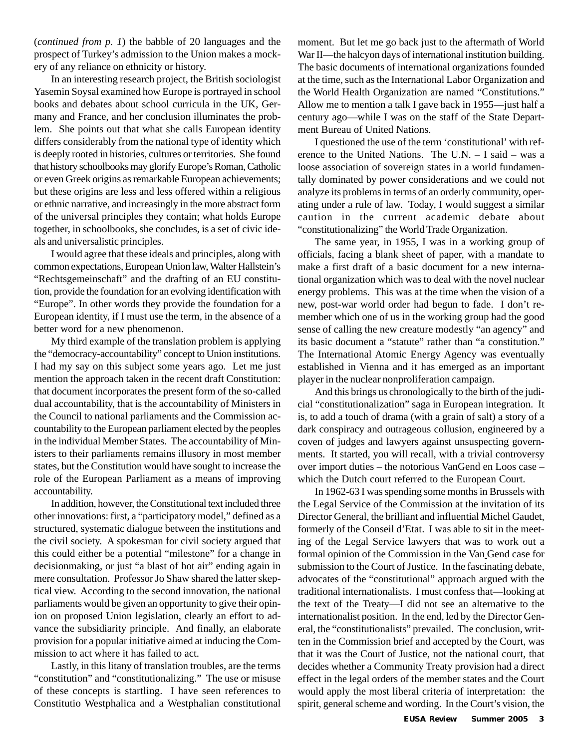(*continued from p. 1*) the babble of 20 languages and the prospect of Turkey's admission to the Union makes a mockery of any reliance on ethnicity or history.

In an interesting research project, the British sociologist Yasemin Soysal examined how Europe is portrayed in school books and debates about school curricula in the UK, Germany and France, and her conclusion illuminates the problem. She points out that what she calls European identity differs considerably from the national type of identity which is deeply rooted in histories, cultures or territories. She found that history schoolbooks may glorify Europe's Roman, Catholic or even Greek origins as remarkable European achievements; but these origins are less and less offered within a religious or ethnic narrative, and increasingly in the more abstract form of the universal principles they contain; what holds Europe together, in schoolbooks, she concludes, is a set of civic ideals and universalistic principles.

I would agree that these ideals and principles, along with common expectations, European Union law, Walter Hallstein's "Rechtsgemeinschaft" and the drafting of an EU constitution, provide the foundation for an evolving identification with "Europe". In other words they provide the foundation for a European identity, if I must use the term, in the absence of a better word for a new phenomenon.

My third example of the translation problem is applying the "democracy-accountability" concept to Union institutions. I had my say on this subject some years ago. Let me just mention the approach taken in the recent draft Constitution: that document incorporates the present form of the so-called dual accountability, that is the accountability of Ministers in the Council to national parliaments and the Commission accountability to the European parliament elected by the peoples in the individual Member States. The accountability of Ministers to their parliaments remains illusory in most member states, but the Constitution would have sought to increase the role of the European Parliament as a means of improving accountability.

In addition, however, the Constitutional text included three other innovations: first, a "participatory model," defined as a structured, systematic dialogue between the institutions and the civil society. A spokesman for civil society argued that this could either be a potential "milestone" for a change in decisionmaking, or just "a blast of hot air" ending again in mere consultation. Professor Jo Shaw shared the latter skeptical view. According to the second innovation, the national parliaments would be given an opportunity to give their opinion on proposed Union legislation, clearly an effort to advance the subsidiarity principle. And finally, an elaborate provision for a popular initiative aimed at inducing the Commission to act where it has failed to act.

Lastly, in this litany of translation troubles, are the terms "constitution" and "constitutionalizing." The use or misuse of these concepts is startling. I have seen references to Constitutio Westphalica and a Westphalian constitutional moment. But let me go back just to the aftermath of World War II—the halcyon days of international institution building. The basic documents of international organizations founded at the time, such as the International Labor Organization and the World Health Organization are named "Constitutions." Allow me to mention a talk I gave back in 1955—just half a century ago—while I was on the staff of the State Department Bureau of United Nations.

I questioned the use of the term 'constitutional' with reference to the United Nations. The U.N. – I said – was a loose association of sovereign states in a world fundamentally dominated by power considerations and we could not analyze its problems in terms of an orderly community, operating under a rule of law. Today, I would suggest a similar caution in the current academic debate about "constitutionalizing" the World Trade Organization.

The same year, in 1955, I was in a working group of officials, facing a blank sheet of paper, with a mandate to make a first draft of a basic document for a new international organization which was to deal with the novel nuclear energy problems. This was at the time when the vision of a new, post-war world order had begun to fade. I don't remember which one of us in the working group had the good sense of calling the new creature modestly "an agency" and its basic document a "statute" rather than "a constitution." The International Atomic Energy Agency was eventually established in Vienna and it has emerged as an important player in the nuclear nonproliferation campaign.

And this brings us chronologically to the birth of the judicial "constitutionalization" saga in European integration. It is, to add a touch of drama (with a grain of salt) a story of a dark conspiracy and outrageous collusion, engineered by a coven of judges and lawyers against unsuspecting governments. It started, you will recall, with a trivial controversy over import duties – the notorious VanGend en Loos case – which the Dutch court referred to the European Court.

In 1962-63 I was spending some months in Brussels with the Legal Service of the Commission at the invitation of its Director General, the brilliant and influential Michel Gaudet, formerly of the Conseil d'Etat. I was able to sit in the meeting of the Legal Service lawyers that was to work out a formal opinion of the Commission in the Van Gend case for submission to the Court of Justice. In the fascinating debate, advocates of the "constitutional" approach argued with the traditional internationalists. I must confess that—looking at the text of the Treaty—I did not see an alternative to the internationalist position. In the end, led by the Director General, the "constitutionalists" prevailed. The conclusion, written in the Commission brief and accepted by the Court, was that it was the Court of Justice, not the national court, that decides whether a Community Treaty provision had a direct effect in the legal orders of the member states and the Court would apply the most liberal criteria of interpretation: the spirit, general scheme and wording. In the Court's vision, the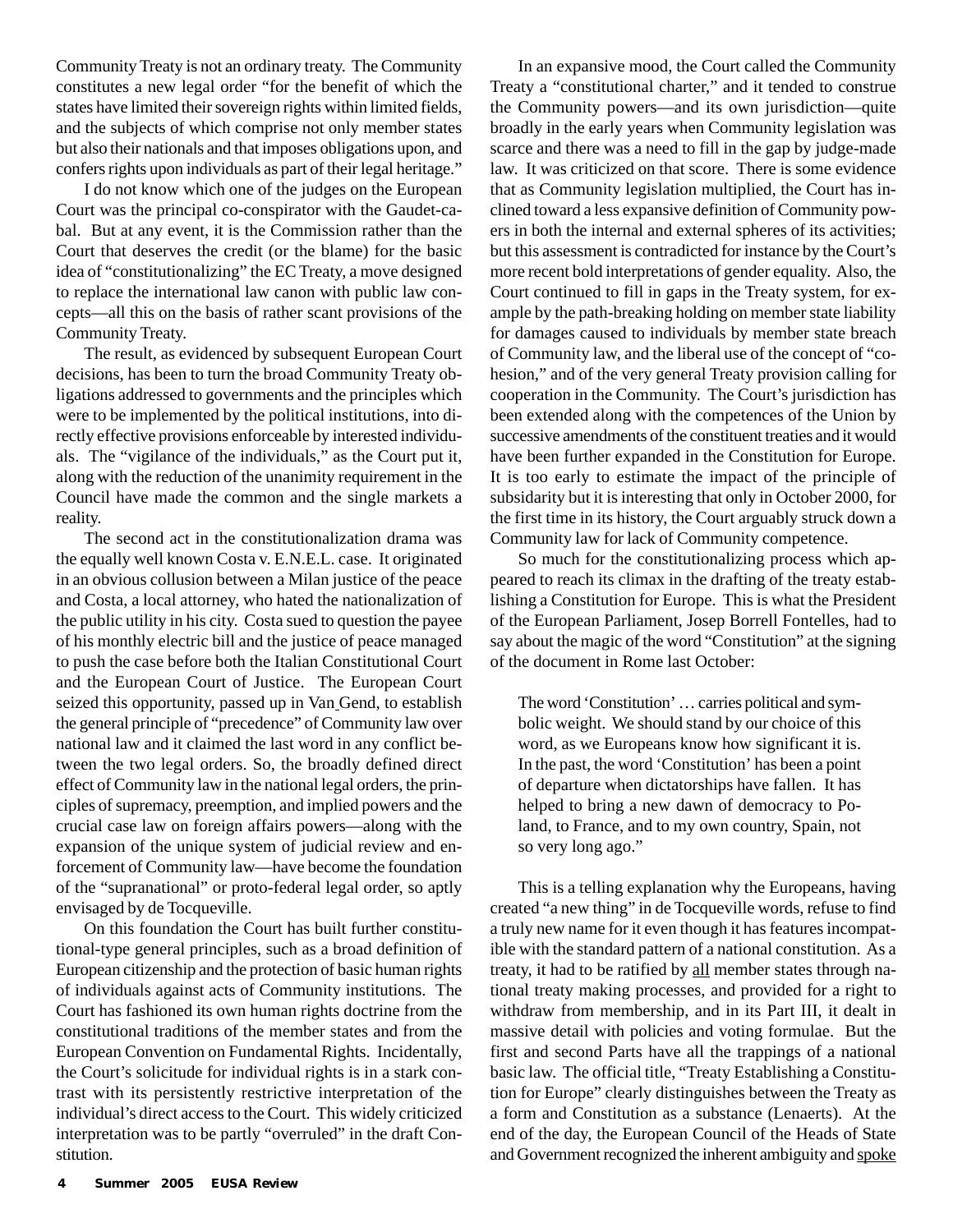Community Treaty is not an ordinary treaty. The Community constitutes a new legal order "for the benefit of which the states have limited their sovereign rights within limited fields, and the subjects of which comprise not only member states but also their nationals and that imposes obligations upon, and confers rights upon individuals as part of their legal heritage."

I do not know which one of the judges on the European Court was the principal co-conspirator with the Gaudet-cabal. But at any event, it is the Commission rather than the Court that deserves the credit (or the blame) for the basic idea of "constitutionalizing" the EC Treaty, a move designed to replace the international law canon with public law concepts—all this on the basis of rather scant provisions of the Community Treaty.

The result, as evidenced by subsequent European Court decisions, has been to turn the broad Community Treaty obligations addressed to governments and the principles which were to be implemented by the political institutions, into directly effective provisions enforceable by interested individuals. The "vigilance of the individuals," as the Court put it, along with the reduction of the unanimity requirement in the Council have made the common and the single markets a reality.

The second act in the constitutionalization drama was the equally well known Costa v. E.N.E.L. case. It originated in an obvious collusion between a Milan justice of the peace and Costa, a local attorney, who hated the nationalization of the public utility in his city. Costa sued to question the payee of his monthly electric bill and the justice of peace managed to push the case before both the Italian Constitutional Court and the European Court of Justice. The European Court seized this opportunity, passed up in Van Gend, to establish the general principle of "precedence" of Community law over national law and it claimed the last word in any conflict between the two legal orders. So, the broadly defined direct effect of Community law in the national legal orders, the principles of supremacy, preemption, and implied powers and the crucial case law on foreign affairs powers—along with the expansion of the unique system of judicial review and enforcement of Community law—have become the foundation of the "supranational" or proto-federal legal order, so aptly envisaged by de Tocqueville.

On this foundation the Court has built further constitutional-type general principles, such as a broad definition of European citizenship and the protection of basic human rights of individuals against acts of Community institutions. The Court has fashioned its own human rights doctrine from the constitutional traditions of the member states and from the European Convention on Fundamental Rights. Incidentally, the Court's solicitude for individual rights is in a stark contrast with its persistently restrictive interpretation of the individual's direct access to the Court. This widely criticized interpretation was to be partly "overruled" in the draft Constitution.

In an expansive mood, the Court called the Community Treaty a "constitutional charter," and it tended to construe the Community powers—and its own jurisdiction—quite broadly in the early years when Community legislation was scarce and there was a need to fill in the gap by judge-made law. It was criticized on that score. There is some evidence that as Community legislation multiplied, the Court has inclined toward a less expansive definition of Community powers in both the internal and external spheres of its activities; but this assessment is contradicted for instance by the Court's more recent bold interpretations of gender equality. Also, the Court continued to fill in gaps in the Treaty system, for example by the path-breaking holding on member state liability for damages caused to individuals by member state breach of Community law, and the liberal use of the concept of "cohesion," and of the very general Treaty provision calling for cooperation in the Community. The Court's jurisdiction has been extended along with the competences of the Union by successive amendments of the constituent treaties and it would have been further expanded in the Constitution for Europe. It is too early to estimate the impact of the principle of subsidarity but it is interesting that only in October 2000, for the first time in its history, the Court arguably struck down a Community law for lack of Community competence.

So much for the constitutionalizing process which appeared to reach its climax in the drafting of the treaty establishing a Constitution for Europe. This is what the President of the European Parliament, Josep Borrell Fontelles, had to say about the magic of the word "Constitution" at the signing of the document in Rome last October:

> The word 'Constitution' … carries political and symbolic weight. We should stand by our choice of this word, as we Europeans know how significant it is. In the past, the word 'Constitution' has been a point of departure when dictatorships have fallen. It has helped to bring a new dawn of democracy to Poland, to France, and to my own country, Spain, not so very long ago."

This is a telling explanation why the Europeans, having created "a new thing" in de Tocqueville words, refuse to find a truly new name for it even though it has features incompatible with the standard pattern of a national constitution. As a treaty, it had to be ratified by all member states through national treaty making processes, and provided for a right to withdraw from membership, and in its Part III, it dealt in massive detail with policies and voting formulae. But the first and second Parts have all the trappings of a national basic law. The official title, "Treaty Establishing a Constitution for Europe" clearly distinguishes between the Treaty as a form and Constitution as a substance (Lenaerts). At the end of the day, the European Council of the Heads of State and Government recognized the inherent ambiguity and spoke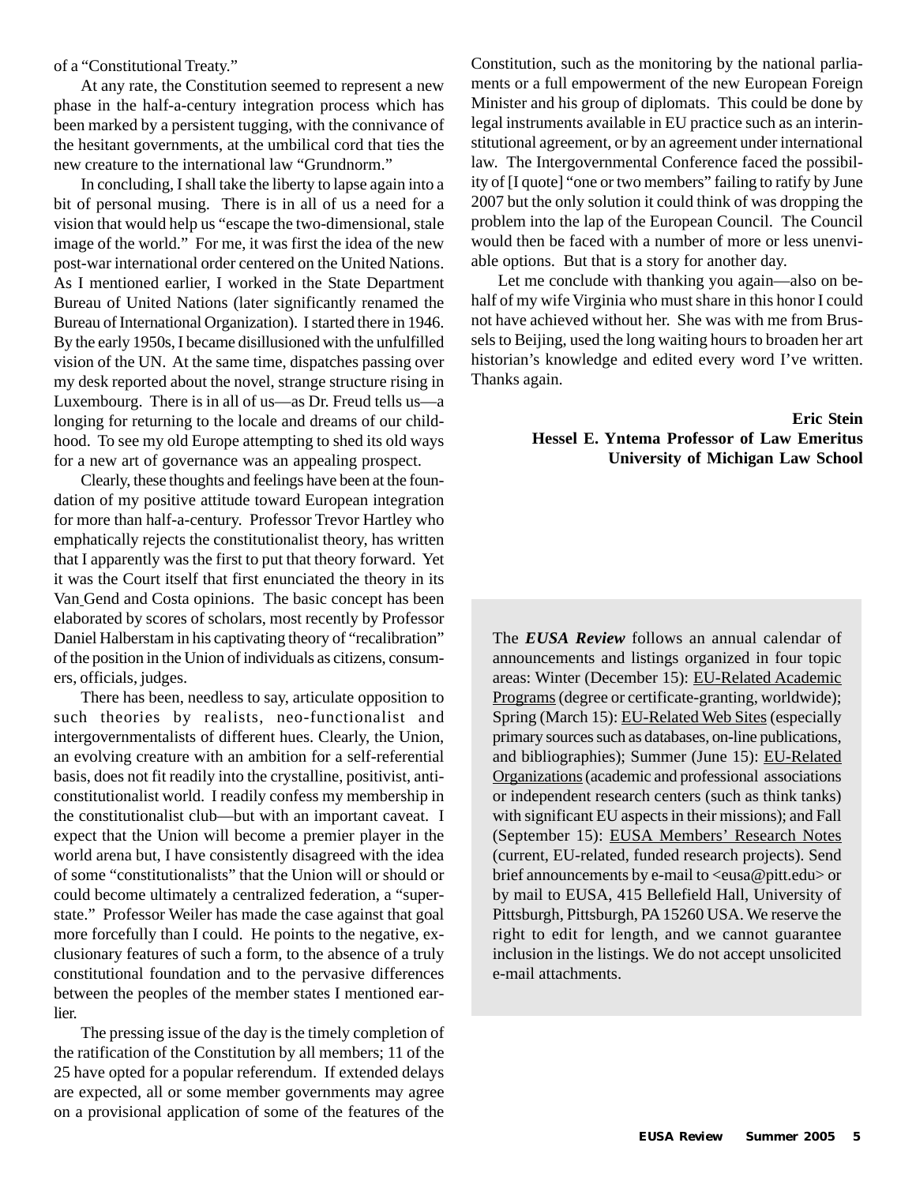of a "Constitutional Treaty."

At any rate, the Constitution seemed to represent a new phase in the half-a-century integration process which has been marked by a persistent tugging, with the connivance of the hesitant governments, at the umbilical cord that ties the new creature to the international law "Grundnorm."

In concluding, I shall take the liberty to lapse again into a bit of personal musing. There is in all of us a need for a vision that would help us "escape the two-dimensional, stale image of the world." For me, it was first the idea of the new post-war international order centered on the United Nations. As I mentioned earlier, I worked in the State Department Bureau of United Nations (later significantly renamed the Bureau of International Organization). I started there in 1946. By the early 1950s, I became disillusioned with the unfulfilled vision of the UN. At the same time, dispatches passing over my desk reported about the novel, strange structure rising in Luxembourg. There is in all of us—as Dr. Freud tells us—a longing for returning to the locale and dreams of our childhood. To see my old Europe attempting to shed its old ways for a new art of governance was an appealing prospect.

Clearly, these thoughts and feelings have been at the foundation of my positive attitude toward European integration for more than half-a-century. Professor Trevor Hartley who emphatically rejects the constitutionalist theory, has written that I apparently was the first to put that theory forward. Yet it was the Court itself that first enunciated the theory in its Van Gend and Costa opinions. The basic concept has been elaborated by scores of scholars, most recently by Professor Daniel Halberstam in his captivating theory of "recalibration" of the position in the Union of individuals as citizens, consumers, officials, judges.

There has been, needless to say, articulate opposition to such theories by realists, neo-functionalist and intergovernmentalists of different hues. Clearly, the Union, an evolving creature with an ambition for a self-referential basis, does not fit readily into the crystalline, positivist, anti-constitutionalist world. I readily confess my membership in the constitutionalist club—but with an important caveat. I expect that the Union will become a premier player in the world arena but, I have consistently disagreed with the idea of some "constitutionalists" that the Union will or should or could become ultimately a centralized federation, a "superstate." Professor Weiler has made the case against that goal more forcefully than I could. He points to the negative, exclusionary features of such a form, to the absence of a truly constitutional foundation and to the pervasive differences between the peoples of the member states I mentioned earlier.

The pressing issue of the day is the timely completion of the ratification of the Constitution by all members; 11 of the 25 have opted for a popular referendum. If extended delays are expected, all or some member governments may agree on a provisional application of some of the features of the Constitution, such as the monitoring by the national parliaments or a full empowerment of the new European Foreign Minister and his group of diplomats. This could be done by legal instruments available in EU practice such as an interinstitutional agreement, or by an agreement under international law. The Intergovernmental Conference faced the possibility of [I quote] "one or two members" failing to ratify by June 2007 but the only solution it could think of was dropping the problem into the lap of the European Council. The Council would then be faced with a number of more or less unenviable options. But that is a story for another day.

Let me conclude with thanking you again—also on behalf of my wife Virginia who must share in this honor I could not have achieved without her. She was with me from Brussels to Beijing, used the long waiting hours to broaden her art historian's knowledge and edited every word I've written. Thanks again.

**Eric Stein**
**Hessel E. Yntema Professor of Law Emeritus**
**University of Michigan Law School**

The ***EUSA Review*** follows an annual calendar of announcements and listings organized in four topic areas: Winter (December 15): EU-Related Academic Programs (degree or certificate-granting, worldwide); Spring (March 15): EU-Related Web Sites (especially primary sources such as databases, on-line publications, and bibliographies); Summer (June 15): EU-Related Organizations (academic and professional associations or independent research centers (such as think tanks) with significant EU aspects in their missions); and Fall (September 15): EUSA Members' Research Notes (current, EU-related, funded research projects). Send brief announcements by e-mail to <eusa@pitt.edu> or by mail to EUSA, 415 Bellefield Hall, University of Pittsburgh, Pittsburgh, PA 15260 USA. We reserve the right to edit for length, and we cannot guarantee inclusion in the listings. We do not accept unsolicited e-mail attachments.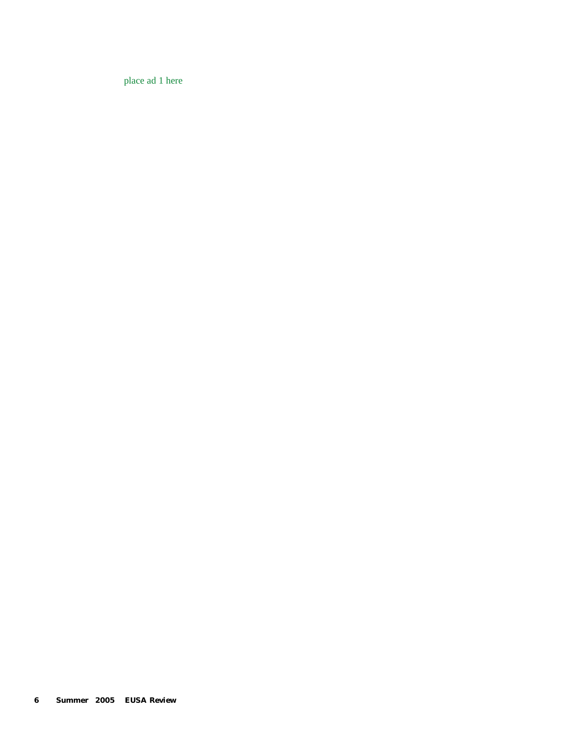place ad 1 here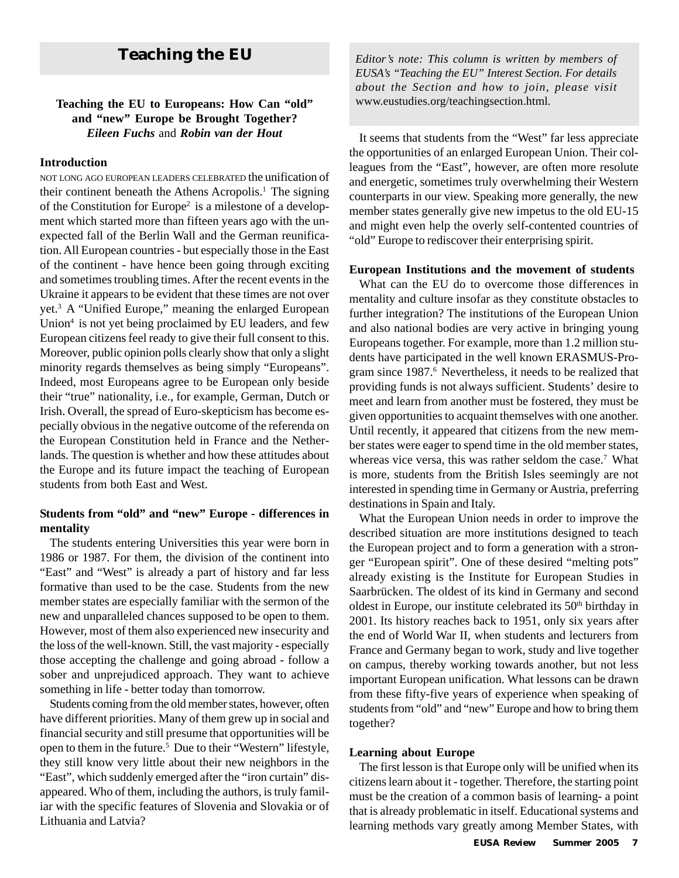## Teaching the EU

*Editor's note: This column is written by members of EUSA's "Teaching the EU" Interest Section. For details about the Section and how to join, please visit* www.eustudies.org/teachingsection.html.

### Teaching the EU to Europeans: How Can "old" and "new" Europe be Brought Together?

***Eileen Fuchs*** **and** ***Robin van der Hout***

#### Introduction

NOT LONG AGO EUROPEAN LEADERS CELEBRATED the unification of their continent beneath the Athens Acropolis.[1] The signing of the Constitution for Europe[2] is a milestone of a development which started more than fifteen years ago with the unexpected fall of the Berlin Wall and the German reunification. All European countries - but especially those in the East of the continent - have hence been going through exciting and sometimes troubling times. After the recent events in the Ukraine it appears to be evident that these times are not over yet.[3] A "Unified Europe," meaning the enlarged European Union[4] is not yet being proclaimed by EU leaders, and few European citizens feel ready to give their full consent to this. Moreover, public opinion polls clearly show that only a slight minority regards themselves as being simply "Europeans". Indeed, most Europeans agree to be European only beside their "true" nationality, i.e., for example, German, Dutch or Irish. Overall, the spread of Euro-skepticism has become especially obvious in the negative outcome of the referenda on the European Constitution held in France and the Netherlands. The question is whether and how these attitudes about the Europe and its future impact the teaching of European students from both East and West.

#### Students from "old" and "new" Europe - differences in mentality

The students entering Universities this year were born in 1986 or 1987. For them, the division of the continent into "East" and "West" is already a part of history and far less formative than used to be the case. Students from the new member states are especially familiar with the sermon of the new and unparalleled chances supposed to be open to them. However, most of them also experienced new insecurity and the loss of the well-known. Still, the vast majority - especially those accepting the challenge and going abroad - follow a sober and unprejudiced approach. They want to achieve something in life - better today than tomorrow.

Students coming from the old member states, however, often have different priorities. Many of them grew up in social and financial security and still presume that opportunities will be open to them in the future.[5] Due to their "Western" lifestyle, they still know very little about their new neighbors in the "East", which suddenly emerged after the "iron curtain" disappeared. Who of them, including the authors, is truly familiar with the specific features of Slovenia and Slovakia or of Lithuania and Latvia?

It seems that students from the "West" far less appreciate the opportunities of an enlarged European Union. Their colleagues from the "East", however, are often more resolute and energetic, sometimes truly overwhelming their Western counterparts in our view. Speaking more generally, the new member states generally give new impetus to the old EU-15 and might even help the overly self-contented countries of "old" Europe to rediscover their enterprising spirit.

#### European Institutions and the movement of students

What can the EU do to overcome those differences in mentality and culture insofar as they constitute obstacles to further integration? The institutions of the European Union and also national bodies are very active in bringing young Europeans together. For example, more than 1.2 million students have participated in the well known ERASMUS-Program since 1987.[6] Nevertheless, it needs to be realized that providing funds is not always sufficient. Students' desire to meet and learn from another must be fostered, they must be given opportunities to acquaint themselves with one another. Until recently, it appeared that citizens from the new member states were eager to spend time in the old member states, whereas vice versa, this was rather seldom the case.[7] What is more, students from the British Isles seemingly are not interested in spending time in Germany or Austria, preferring destinations in Spain and Italy.

What the European Union needs in order to improve the described situation are more institutions designed to teach the European project and to form a generation with a stronger "European spirit". One of these desired "melting pots" already existing is the Institute for European Studies in Saarbrücken. The oldest of its kind in Germany and second oldest in Europe, our institute celebrated its 50th birthday in 2001. Its history reaches back to 1951, only six years after the end of World War II, when students and lecturers from France and Germany began to work, study and live together on campus, thereby working towards another, but not less important European unification. What lessons can be drawn from these fifty-five years of experience when speaking of students from "old" and "new" Europe and how to bring them together?

#### Learning about Europe

The first lesson is that Europe only will be unified when its citizens learn about it - together. Therefore, the starting point must be the creation of a common basis of learning- a point that is already problematic in itself. Educational systems and learning methods vary greatly among Member States, with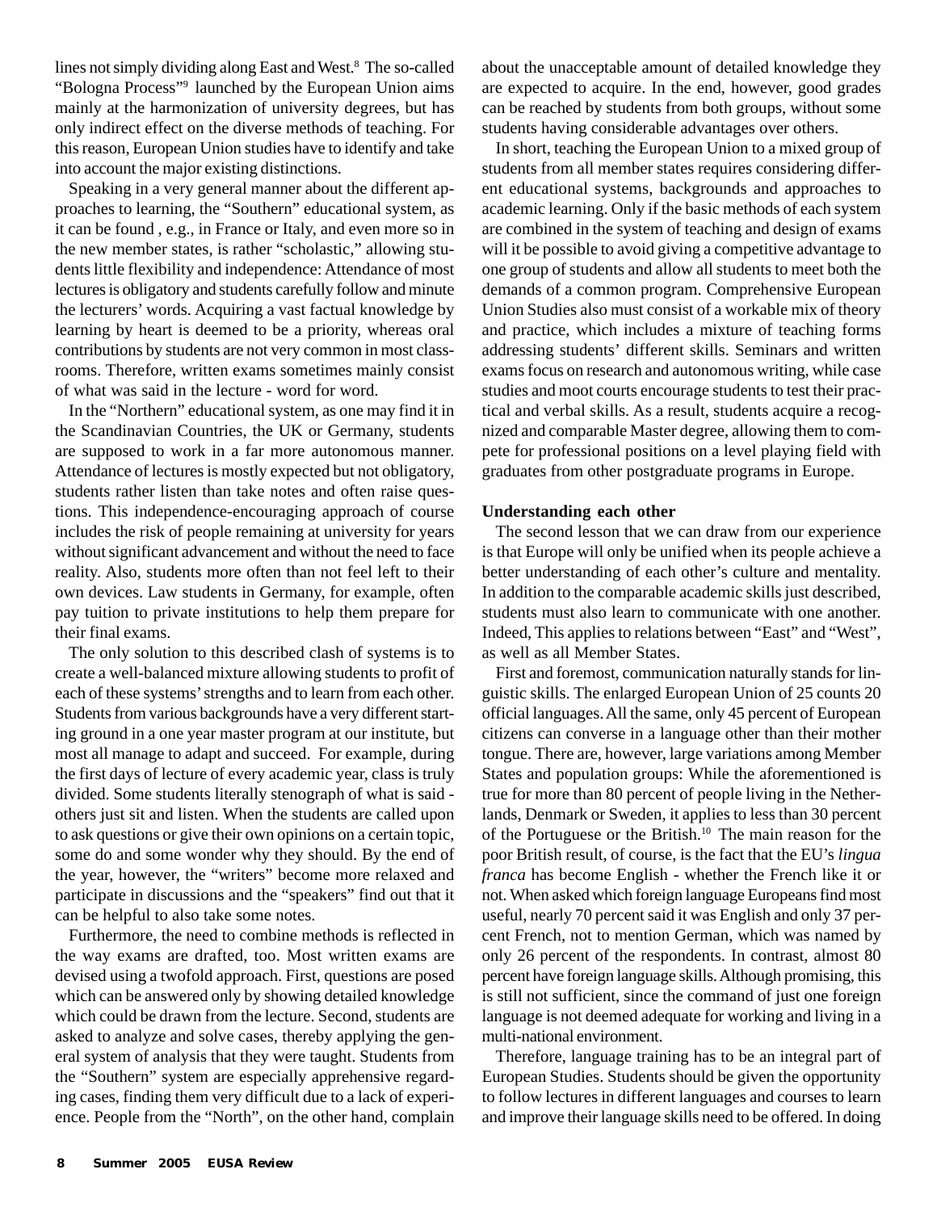lines not simply dividing along East and West.[8] The so-called "Bologna Process"[9] launched by the European Union aims mainly at the harmonization of university degrees, but has only indirect effect on the diverse methods of teaching. For this reason, European Union studies have to identify and take into account the major existing distinctions.

Speaking in a very general manner about the different approaches to learning, the "Southern" educational system, as it can be found , e.g., in France or Italy, and even more so in the new member states, is rather "scholastic," allowing students little flexibility and independence: Attendance of most lectures is obligatory and students carefully follow and minute the lecturers' words. Acquiring a vast factual knowledge by learning by heart is deemed to be a priority, whereas oral contributions by students are not very common in most classrooms. Therefore, written exams sometimes mainly consist of what was said in the lecture - word for word.

In the "Northern" educational system, as one may find it in the Scandinavian Countries, the UK or Germany, students are supposed to work in a far more autonomous manner. Attendance of lectures is mostly expected but not obligatory, students rather listen than take notes and often raise questions. This independence-encouraging approach of course includes the risk of people remaining at university for years without significant advancement and without the need to face reality. Also, students more often than not feel left to their own devices. Law students in Germany, for example, often pay tuition to private institutions to help them prepare for their final exams.

The only solution to this described clash of systems is to create a well-balanced mixture allowing students to profit of each of these systems' strengths and to learn from each other. Students from various backgrounds have a very different starting ground in a one year master program at our institute, but most all manage to adapt and succeed. For example, during the first days of lecture of every academic year, class is truly divided. Some students literally stenograph of what is said - others just sit and listen. When the students are called upon to ask questions or give their own opinions on a certain topic, some do and some wonder why they should. By the end of the year, however, the "writers" become more relaxed and participate in discussions and the "speakers" find out that it can be helpful to also take some notes.

Furthermore, the need to combine methods is reflected in the way exams are drafted, too. Most written exams are devised using a twofold approach. First, questions are posed which can be answered only by showing detailed knowledge which could be drawn from the lecture. Second, students are asked to analyze and solve cases, thereby applying the general system of analysis that they were taught. Students from the "Southern" system are especially apprehensive regarding cases, finding them very difficult due to a lack of experience. People from the "North", on the other hand, complain about the unacceptable amount of detailed knowledge they are expected to acquire. In the end, however, good grades can be reached by students from both groups, without some students having considerable advantages over others.

In short, teaching the European Union to a mixed group of students from all member states requires considering different educational systems, backgrounds and approaches to academic learning. Only if the basic methods of each system are combined in the system of teaching and design of exams will it be possible to avoid giving a competitive advantage to one group of students and allow all students to meet both the demands of a common program. Comprehensive European Union Studies also must consist of a workable mix of theory and practice, which includes a mixture of teaching forms addressing students' different skills. Seminars and written exams focus on research and autonomous writing, while case studies and moot courts encourage students to test their practical and verbal skills. As a result, students acquire a recognized and comparable Master degree, allowing them to compete for professional positions on a level playing field with graduates from other postgraduate programs in Europe.

**Understanding each other**

The second lesson that we can draw from our experience is that Europe will only be unified when its people achieve a better understanding of each other's culture and mentality. In addition to the comparable academic skills just described, students must also learn to communicate with one another. Indeed, This applies to relations between "East" and "West", as well as all Member States.

First and foremost, communication naturally stands for linguistic skills. The enlarged European Union of 25 counts 20 official languages. All the same, only 45 percent of European citizens can converse in a language other than their mother tongue. There are, however, large variations among Member States and population groups: While the aforementioned is true for more than 80 percent of people living in the Netherlands, Denmark or Sweden, it applies to less than 30 percent of the Portuguese or the British.[10] The main reason for the poor British result, of course, is the fact that the EU's *lingua franca* has become English - whether the French like it or not. When asked which foreign language Europeans find most useful, nearly 70 percent said it was English and only 37 percent French, not to mention German, which was named by only 26 percent of the respondents. In contrast, almost 80 percent have foreign language skills. Although promising, this is still not sufficient, since the command of just one foreign language is not deemed adequate for working and living in a multi-national environment.

Therefore, language training has to be an integral part of European Studies. Students should be given the opportunity to follow lectures in different languages and courses to learn and improve their language skills need to be offered. In doing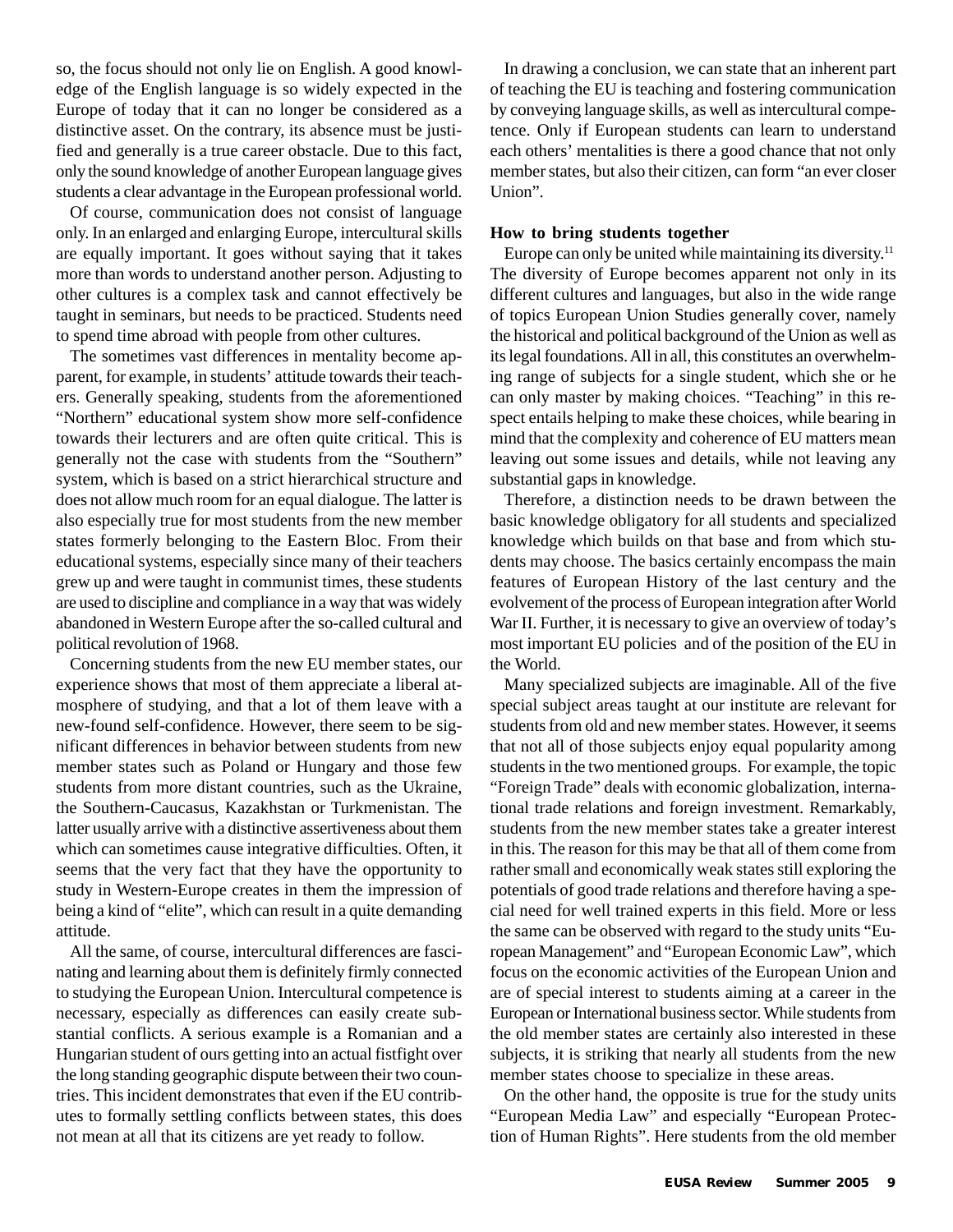so, the focus should not only lie on English. A good knowledge of the English language is so widely expected in the Europe of today that it can no longer be considered as a distinctive asset. On the contrary, its absence must be justified and generally is a true career obstacle. Due to this fact, only the sound knowledge of another European language gives students a clear advantage in the European professional world.

Of course, communication does not consist of language only. In an enlarged and enlarging Europe, intercultural skills are equally important. It goes without saying that it takes more than words to understand another person. Adjusting to other cultures is a complex task and cannot effectively be taught in seminars, but needs to be practiced. Students need to spend time abroad with people from other cultures.

The sometimes vast differences in mentality become apparent, for example, in students' attitude towards their teachers. Generally speaking, students from the aforementioned "Northern" educational system show more self-confidence towards their lecturers and are often quite critical. This is generally not the case with students from the "Southern" system, which is based on a strict hierarchical structure and does not allow much room for an equal dialogue. The latter is also especially true for most students from the new member states formerly belonging to the Eastern Bloc. From their educational systems, especially since many of their teachers grew up and were taught in communist times, these students are used to discipline and compliance in a way that was widely abandoned in Western Europe after the so-called cultural and political revolution of 1968.

Concerning students from the new EU member states, our experience shows that most of them appreciate a liberal atmosphere of studying, and that a lot of them leave with a new-found self-confidence. However, there seem to be significant differences in behavior between students from new member states such as Poland or Hungary and those few students from more distant countries, such as the Ukraine, the Southern-Caucasus, Kazakhstan or Turkmenistan. The latter usually arrive with a distinctive assertiveness about them which can sometimes cause integrative difficulties. Often, it seems that the very fact that they have the opportunity to study in Western-Europe creates in them the impression of being a kind of "elite", which can result in a quite demanding attitude.

All the same, of course, intercultural differences are fascinating and learning about them is definitely firmly connected to studying the European Union. Intercultural competence is necessary, especially as differences can easily create substantial conflicts. A serious example is a Romanian and a Hungarian student of ours getting into an actual fistfight over the long standing geographic dispute between their two countries. This incident demonstrates that even if the EU contributes to formally settling conflicts between states, this does not mean at all that its citizens are yet ready to follow.

In drawing a conclusion, we can state that an inherent part of teaching the EU is teaching and fostering communication by conveying language skills, as well as intercultural competence. Only if European students can learn to understand each others' mentalities is there a good chance that not only member states, but also their citizen, can form "an ever closer Union".

**How to bring students together**

Europe can only be united while maintaining its diversity.[11] The diversity of Europe becomes apparent not only in its different cultures and languages, but also in the wide range of topics European Union Studies generally cover, namely the historical and political background of the Union as well as its legal foundations. All in all, this constitutes an overwhelming range of subjects for a single student, which she or he can only master by making choices. "Teaching" in this respect entails helping to make these choices, while bearing in mind that the complexity and coherence of EU matters mean leaving out some issues and details, while not leaving any substantial gaps in knowledge.

Therefore, a distinction needs to be drawn between the basic knowledge obligatory for all students and specialized knowledge which builds on that base and from which students may choose. The basics certainly encompass the main features of European History of the last century and the evolvement of the process of European integration after World War II. Further, it is necessary to give an overview of today's most important EU policies and of the position of the EU in the World.

Many specialized subjects are imaginable. All of the five special subject areas taught at our institute are relevant for students from old and new member states. However, it seems that not all of those subjects enjoy equal popularity among students in the two mentioned groups. For example, the topic "Foreign Trade" deals with economic globalization, international trade relations and foreign investment. Remarkably, students from the new member states take a greater interest in this. The reason for this may be that all of them come from rather small and economically weak states still exploring the potentials of good trade relations and therefore having a special need for well trained experts in this field. More or less the same can be observed with regard to the study units "European Management" and "European Economic Law", which focus on the economic activities of the European Union and are of special interest to students aiming at a career in the European or International business sector. While students from the old member states are certainly also interested in these subjects, it is striking that nearly all students from the new member states choose to specialize in these areas.

On the other hand, the opposite is true for the study units "European Media Law" and especially "European Protection of Human Rights". Here students from the old member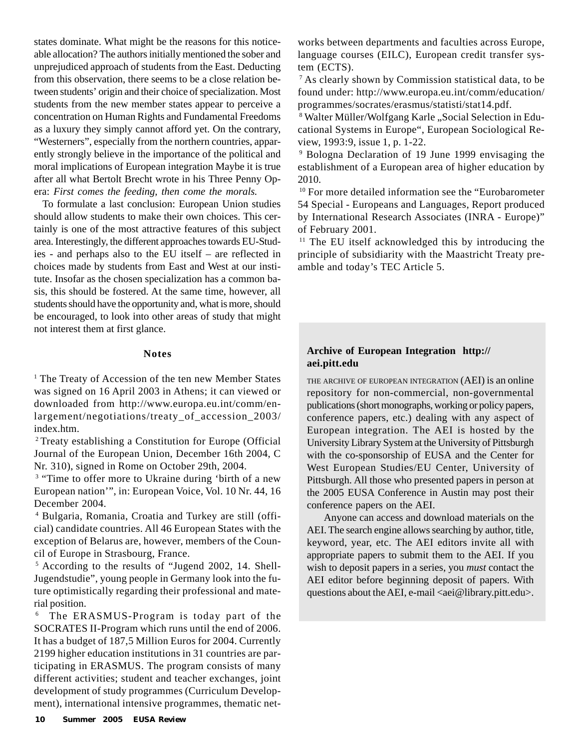states dominate. What might be the reasons for this noticeable allocation? The authors initially mentioned the sober and unprejudiced approach of students from the East. Deducting from this observation, there seems to be a close relation between students' origin and their choice of specialization. Most students from the new member states appear to perceive a concentration on Human Rights and Fundamental Freedoms as a luxury they simply cannot afford yet. On the contrary, "Westerners", especially from the northern countries, apparently strongly believe in the importance of the political and moral implications of European integration Maybe it is true after all what Bertolt Brecht wrote in his Three Penny Opera: *First comes the feeding, then come the morals.*

To formulate a last conclusion: European Union studies should allow students to make their own choices. This certainly is one of the most attractive features of this subject area. Interestingly, the different approaches towards EU-Studies - and perhaps also to the EU itself – are reflected in choices made by students from East and West at our institute. Insofar as the chosen specialization has a common basis, this should be fostered. At the same time, however, all students should have the opportunity and, what is more, should be encouraged, to look into other areas of study that might not interest them at first glance.

### Notes

[1] The Treaty of Accession of the ten new Member States was signed on 16 April 2003 in Athens; it can viewed or downloaded from http://www.europa.eu.int/comm/enlargement/negotiations/treaty_of_accession_2003/index.htm.

[2] Treaty establishing a Constitution for Europe (Official Journal of the European Union, December 16th 2004, C Nr. 310), signed in Rome on October 29th, 2004.

[3] "Time to offer more to Ukraine during 'birth of a new European nation'", in: European Voice, Vol. 10 Nr. 44, 16 December 2004.

[4] Bulgaria, Romania, Croatia and Turkey are still (official) candidate countries. All 46 European States with the exception of Belarus are, however, members of the Council of Europe in Strasbourg, France.

[5] According to the results of "Jugend 2002, 14. Shell-Jugendstudie", young people in Germany look into the future optimistically regarding their professional and material position.

[6] The ERASMUS-Program is today part of the SOCRATES II-Program which runs until the end of 2006. It has a budget of 187,5 Million Euros for 2004. Currently 2199 higher education institutions in 31 countries are participating in ERASMUS. The program consists of many different activities; student and teacher exchanges, joint development of study programmes (Curriculum Development), international intensive programmes, thematic networks between departments and faculties across Europe, language courses (EILC), European credit transfer system (ECTS).

[7] As clearly shown by Commission statistical data, to be found under: http://www.europa.eu.int/comm/education/programmes/socrates/erasmus/statisti/stat14.pdf.

[8] Walter Müller/Wolfgang Karle „Social Selection in Educational Systems in Europe", European Sociological Review, 1993:9, issue 1, p. 1-22.

[9] Bologna Declaration of 19 June 1999 envisaging the establishment of a European area of higher education by 2010.

[10] For more detailed information see the "Eurobarometer 54 Special - Europeans and Languages, Report produced by International Research Associates (INRA - Europe)" of February 2001.

[11] The EU itself acknowledged this by introducing the principle of subsidiarity with the Maastricht Treaty preamble and today's TEC Article 5.

---

**Archive of European Integration http://aei.pitt.edu**

THE ARCHIVE OF EUROPEAN INTEGRATION (AEI) is an online repository for non-commercial, non-governmental publications (short monographs, working or policy papers, conference papers, etc.) dealing with any aspect of European integration. The AEI is hosted by the University Library System at the University of Pittsburgh with the co-sponsorship of EUSA and the Center for West European Studies/EU Center, University of Pittsburgh. All those who presented papers in person at the 2005 EUSA Conference in Austin may post their conference papers on the AEI.

Anyone can access and download materials on the AEI. The search engine allows searching by author, title, keyword, year, etc. The AEI editors invite all with appropriate papers to submit them to the AEI. If you wish to deposit papers in a series, you *must* contact the AEI editor before beginning deposit of papers. With questions about the AEI, e-mail <aei@library.pitt.edu>.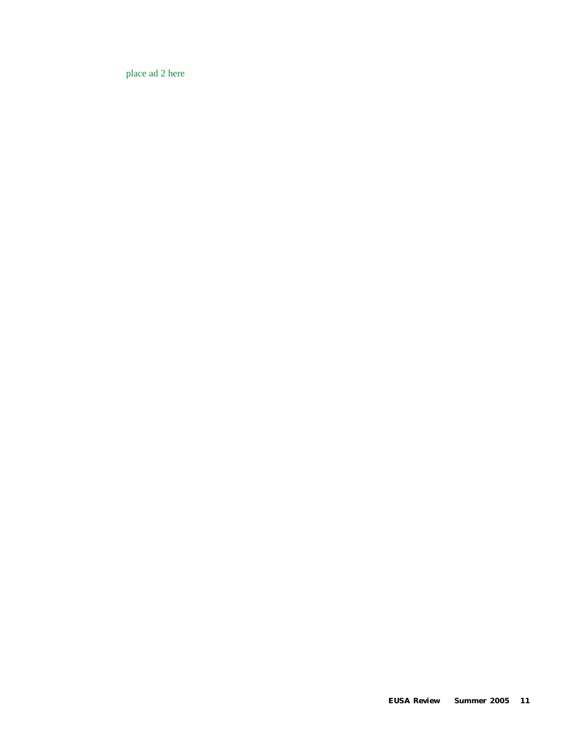place ad 2 here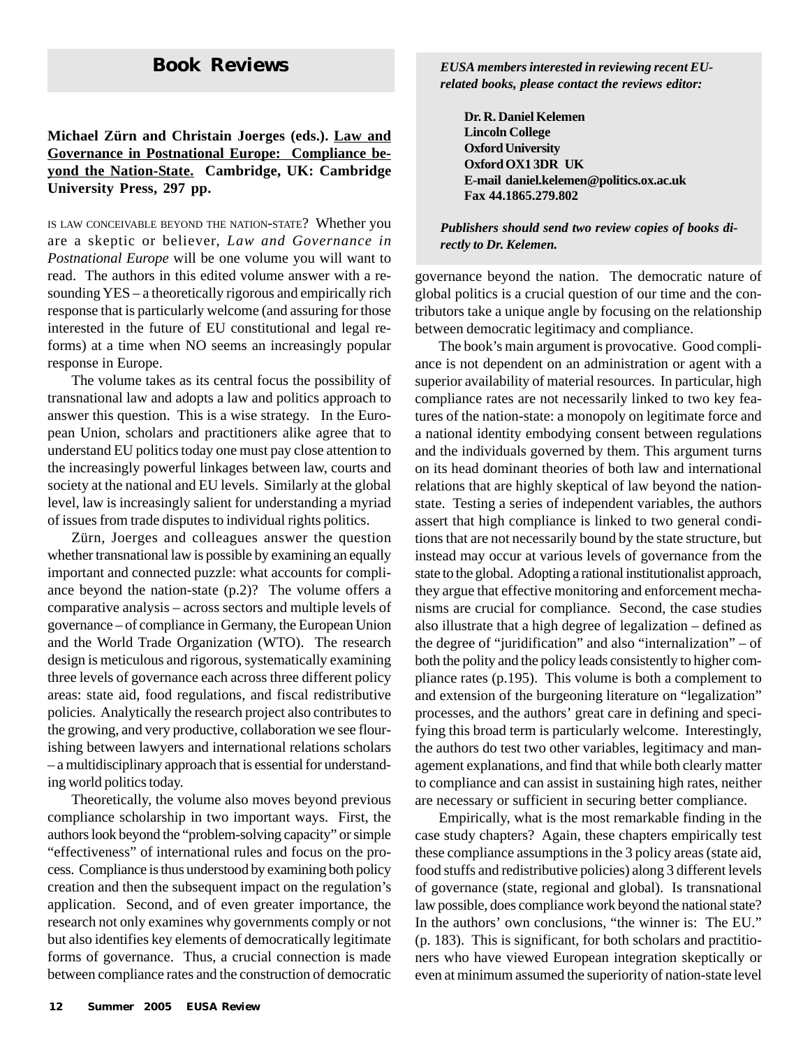# Book Reviews

*EUSA members interested in reviewing recent EU-related books, please contact the reviews editor:*

**Dr. R. Daniel Kelemen**
**Lincoln College**
**Oxford University**
**Oxford OX1 3DR UK**
**E-mail daniel.kelemen@politics.ox.ac.uk**
**Fax 44.1865.279.802**

*Publishers should send two review copies of books directly to Dr. Kelemen.*

**Michael Zürn and Christain Joerges (eds.). Law and Governance in Postnational Europe: Compliance beyond the Nation-State. Cambridge, UK: Cambridge University Press, 297 pp.**

IS LAW CONCEIVABLE BEYOND THE NATION-STATE? Whether you are a skeptic or believer, *Law and Governance in Postnational Europe* will be one volume you will want to read. The authors in this edited volume answer with a resounding YES – a theoretically rigorous and empirically rich response that is particularly welcome (and assuring for those interested in the future of EU constitutional and legal reforms) at a time when NO seems an increasingly popular response in Europe.

The volume takes as its central focus the possibility of transnational law and adopts a law and politics approach to answer this question. This is a wise strategy. In the European Union, scholars and practitioners alike agree that to understand EU politics today one must pay close attention to the increasingly powerful linkages between law, courts and society at the national and EU levels. Similarly at the global level, law is increasingly salient for understanding a myriad of issues from trade disputes to individual rights politics.

Zürn, Joerges and colleagues answer the question whether transnational law is possible by examining an equally important and connected puzzle: what accounts for compliance beyond the nation-state (p.2)? The volume offers a comparative analysis – across sectors and multiple levels of governance – of compliance in Germany, the European Union and the World Trade Organization (WTO). The research design is meticulous and rigorous, systematically examining three levels of governance each across three different policy areas: state aid, food regulations, and fiscal redistributive policies. Analytically the research project also contributes to the growing, and very productive, collaboration we see flourishing between lawyers and international relations scholars – a multidisciplinary approach that is essential for understanding world politics today.

Theoretically, the volume also moves beyond previous compliance scholarship in two important ways. First, the authors look beyond the "problem-solving capacity" or simple "effectiveness" of international rules and focus on the process. Compliance is thus understood by examining both policy creation and then the subsequent impact on the regulation's application. Second, and of even greater importance, the research not only examines why governments comply or not but also identifies key elements of democratically legitimate forms of governance. Thus, a crucial connection is made between compliance rates and the construction of democratic governance beyond the nation. The democratic nature of global politics is a crucial question of our time and the contributors take a unique angle by focusing on the relationship between democratic legitimacy and compliance.

The book's main argument is provocative. Good compliance is not dependent on an administration or agent with a superior availability of material resources. In particular, high compliance rates are not necessarily linked to two key features of the nation-state: a monopoly on legitimate force and a national identity embodying consent between regulations and the individuals governed by them. This argument turns on its head dominant theories of both law and international relations that are highly skeptical of law beyond the nation-state. Testing a series of independent variables, the authors assert that high compliance is linked to two general conditions that are not necessarily bound by the state structure, but instead may occur at various levels of governance from the state to the global. Adopting a rational institutionalist approach, they argue that effective monitoring and enforcement mechanisms are crucial for compliance. Second, the case studies also illustrate that a high degree of legalization – defined as the degree of "juridification" and also "internalization" – of both the polity and the policy leads consistently to higher compliance rates (p.195). This volume is both a complement to and extension of the burgeoning literature on "legalization" processes, and the authors' great care in defining and specifying this broad term is particularly welcome. Interestingly, the authors do test two other variables, legitimacy and management explanations, and find that while both clearly matter to compliance and can assist in sustaining high rates, neither are necessary or sufficient in securing better compliance.

Empirically, what is the most remarkable finding in the case study chapters? Again, these chapters empirically test these compliance assumptions in the 3 policy areas (state aid, food stuffs and redistributive policies) along 3 different levels of governance (state, regional and global). Is transnational law possible, does compliance work beyond the national state? In the authors' own conclusions, "the winner is: The EU." (p. 183). This is significant, for both scholars and practitioners who have viewed European integration skeptically or even at minimum assumed the superiority of nation-state level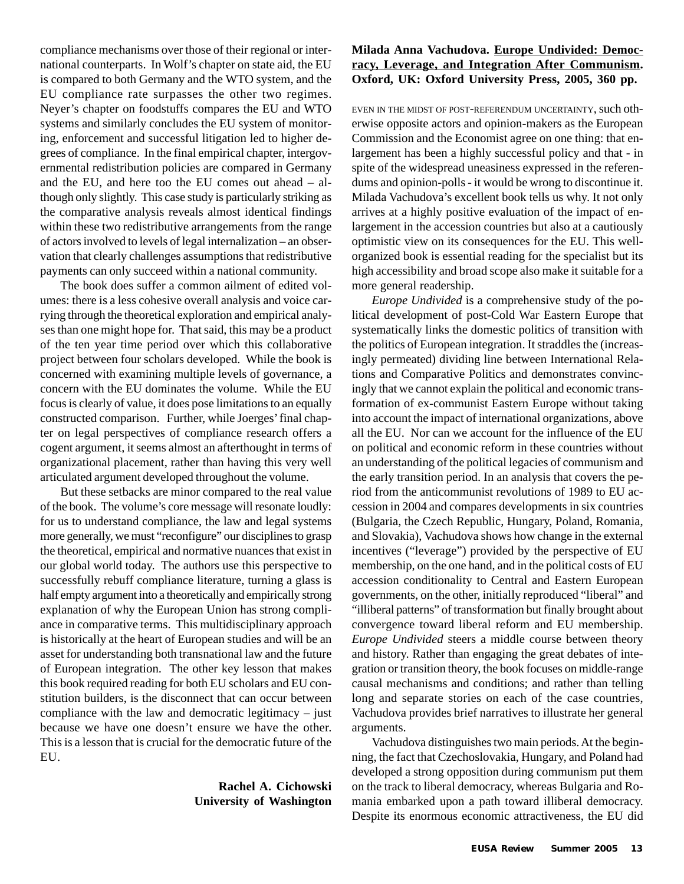compliance mechanisms over those of their regional or international counterparts. In Wolf's chapter on state aid, the EU is compared to both Germany and the WTO system, and the EU compliance rate surpasses the other two regimes. Neyer's chapter on foodstuffs compares the EU and WTO systems and similarly concludes the EU system of monitoring, enforcement and successful litigation led to higher degrees of compliance. In the final empirical chapter, intergovernmental redistribution policies are compared in Germany and the EU, and here too the EU comes out ahead – although only slightly. This case study is particularly striking as the comparative analysis reveals almost identical findings within these two redistributive arrangements from the range of actors involved to levels of legal internalization – an observation that clearly challenges assumptions that redistributive payments can only succeed within a national community.

The book does suffer a common ailment of edited volumes: there is a less cohesive overall analysis and voice carrying through the theoretical exploration and empirical analyses than one might hope for. That said, this may be a product of the ten year time period over which this collaborative project between four scholars developed. While the book is concerned with examining multiple levels of governance, a concern with the EU dominates the volume. While the EU focus is clearly of value, it does pose limitations to an equally constructed comparison. Further, while Joerges' final chapter on legal perspectives of compliance research offers a cogent argument, it seems almost an afterthought in terms of organizational placement, rather than having this very well articulated argument developed throughout the volume.

But these setbacks are minor compared to the real value of the book. The volume's core message will resonate loudly: for us to understand compliance, the law and legal systems more generally, we must "reconfigure" our disciplines to grasp the theoretical, empirical and normative nuances that exist in our global world today. The authors use this perspective to successfully rebuff compliance literature, turning a glass is half empty argument into a theoretically and empirically strong explanation of why the European Union has strong compliance in comparative terms. This multidisciplinary approach is historically at the heart of European studies and will be an asset for understanding both transnational law and the future of European integration. The other key lesson that makes this book required reading for both EU scholars and EU constitution builders, is the disconnect that can occur between compliance with the law and democratic legitimacy – just because we have one doesn't ensure we have the other. This is a lesson that is crucial for the democratic future of the EU.

**Rachel A. Cichowski**
**University of Washington**

**Milada Anna Vachudova. Europe Undivided: Democracy, Leverage, and Integration After Communism. Oxford, UK: Oxford University Press, 2005, 360 pp.**

EVEN IN THE MIDST OF POST-REFERENDUM UNCERTAINTY, such otherwise opposite actors and opinion-makers as the European Commission and the Economist agree on one thing: that enlargement has been a highly successful policy and that - in spite of the widespread uneasiness expressed in the referendums and opinion-polls - it would be wrong to discontinue it. Milada Vachudova's excellent book tells us why. It not only arrives at a highly positive evaluation of the impact of enlargement in the accession countries but also at a cautiously optimistic view on its consequences for the EU. This well-organized book is essential reading for the specialist but its high accessibility and broad scope also make it suitable for a more general readership.

*Europe Undivided* is a comprehensive study of the political development of post-Cold War Eastern Europe that systematically links the domestic politics of transition with the politics of European integration. It straddles the (increasingly permeated) dividing line between International Relations and Comparative Politics and demonstrates convincingly that we cannot explain the political and economic transformation of ex-communist Eastern Europe without taking into account the impact of international organizations, above all the EU. Nor can we account for the influence of the EU on political and economic reform in these countries without an understanding of the political legacies of communism and the early transition period. In an analysis that covers the period from the anticommunist revolutions of 1989 to EU accession in 2004 and compares developments in six countries (Bulgaria, the Czech Republic, Hungary, Poland, Romania, and Slovakia), Vachudova shows how change in the external incentives ("leverage") provided by the perspective of EU membership, on the one hand, and in the political costs of EU accession conditionality to Central and Eastern European governments, on the other, initially reproduced "liberal" and "illiberal patterns" of transformation but finally brought about convergence toward liberal reform and EU membership. *Europe Undivided* steers a middle course between theory and history. Rather than engaging the great debates of integration or transition theory, the book focuses on middle-range causal mechanisms and conditions; and rather than telling long and separate stories on each of the case countries, Vachudova provides brief narratives to illustrate her general arguments.

Vachudova distinguishes two main periods. At the beginning, the fact that Czechoslovakia, Hungary, and Poland had developed a strong opposition during communism put them on the track to liberal democracy, whereas Bulgaria and Romania embarked upon a path toward illiberal democracy. Despite its enormous economic attractiveness, the EU did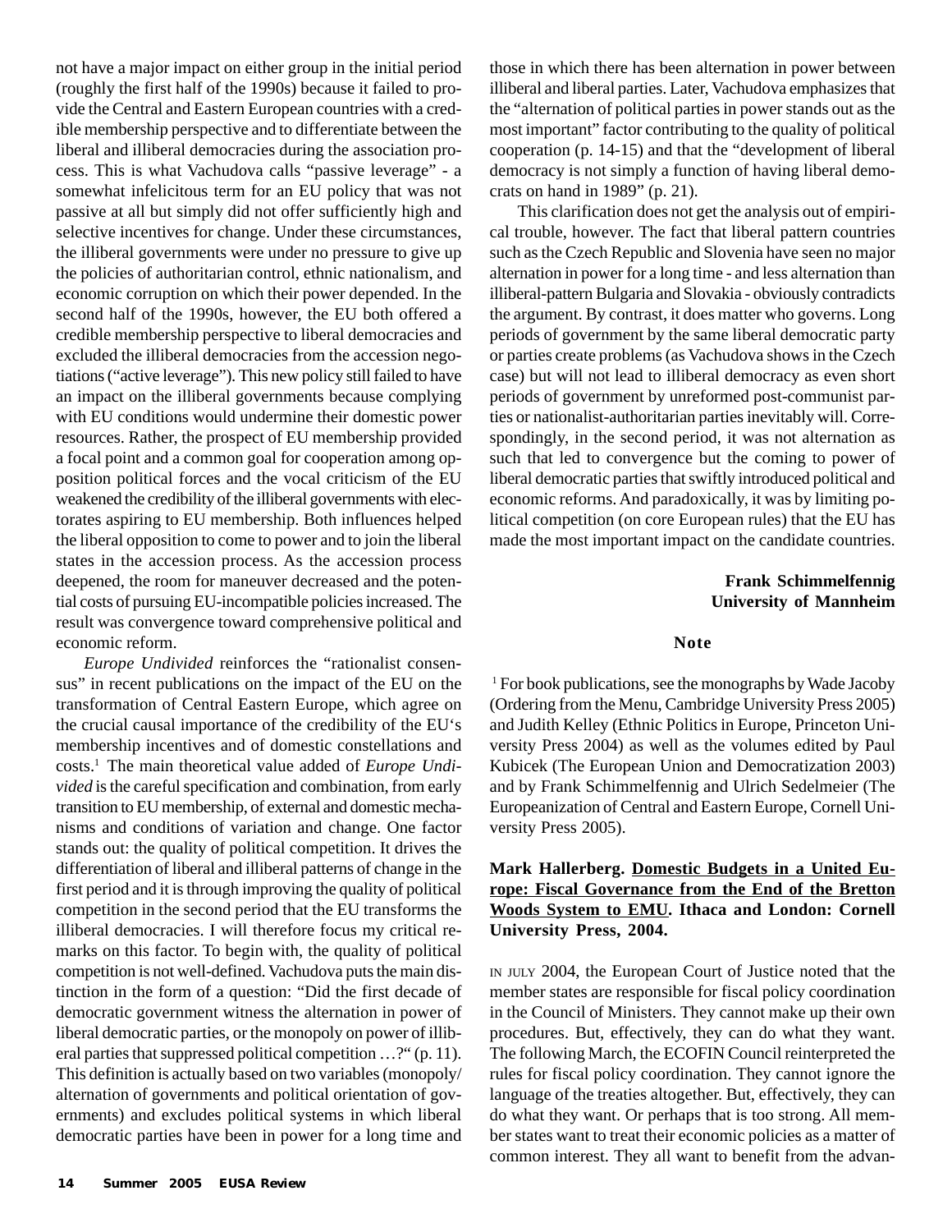not have a major impact on either group in the initial period (roughly the first half of the 1990s) because it failed to provide the Central and Eastern European countries with a credible membership perspective and to differentiate between the liberal and illiberal democracies during the association process. This is what Vachudova calls "passive leverage" - a somewhat infelicitous term for an EU policy that was not passive at all but simply did not offer sufficiently high and selective incentives for change. Under these circumstances, the illiberal governments were under no pressure to give up the policies of authoritarian control, ethnic nationalism, and economic corruption on which their power depended. In the second half of the 1990s, however, the EU both offered a credible membership perspective to liberal democracies and excluded the illiberal democracies from the accession negotiations ("active leverage"). This new policy still failed to have an impact on the illiberal governments because complying with EU conditions would undermine their domestic power resources. Rather, the prospect of EU membership provided a focal point and a common goal for cooperation among opposition political forces and the vocal criticism of the EU weakened the credibility of the illiberal governments with electorates aspiring to EU membership. Both influences helped the liberal opposition to come to power and to join the liberal states in the accession process. As the accession process deepened, the room for maneuver decreased and the potential costs of pursuing EU-incompatible policies increased. The result was convergence toward comprehensive political and economic reform.

*Europe Undivided* reinforces the "rationalist consensus" in recent publications on the impact of the EU on the transformation of Central Eastern Europe, which agree on the crucial causal importance of the credibility of the EU's membership incentives and of domestic constellations and costs.[1] The main theoretical value added of *Europe Undivided* is the careful specification and combination, from early transition to EU membership, of external and domestic mechanisms and conditions of variation and change. One factor stands out: the quality of political competition. It drives the differentiation of liberal and illiberal patterns of change in the first period and it is through improving the quality of political competition in the second period that the EU transforms the illiberal democracies. I will therefore focus my critical remarks on this factor. To begin with, the quality of political competition is not well-defined. Vachudova puts the main distinction in the form of a question: "Did the first decade of democratic government witness the alternation in power of liberal democratic parties, or the monopoly on power of illiberal parties that suppressed political competition …?" (p. 11). This definition is actually based on two variables (monopoly/alternation of governments and political orientation of governments) and excludes political systems in which liberal democratic parties have been in power for a long time and those in which there has been alternation in power between illiberal and liberal parties. Later, Vachudova emphasizes that the "alternation of political parties in power stands out as the most important" factor contributing to the quality of political cooperation (p. 14-15) and that the "development of liberal democracy is not simply a function of having liberal democrats on hand in 1989" (p. 21).

This clarification does not get the analysis out of empirical trouble, however. The fact that liberal pattern countries such as the Czech Republic and Slovenia have seen no major alternation in power for a long time - and less alternation than illiberal-pattern Bulgaria and Slovakia - obviously contradicts the argument. By contrast, it does matter who governs. Long periods of government by the same liberal democratic party or parties create problems (as Vachudova shows in the Czech case) but will not lead to illiberal democracy as even short periods of government by unreformed post-communist parties or nationalist-authoritarian parties inevitably will. Correspondingly, in the second period, it was not alternation as such that led to convergence but the coming to power of liberal democratic parties that swiftly introduced political and economic reforms. And paradoxically, it was by limiting political competition (on core European rules) that the EU has made the most important impact on the candidate countries.

**Frank Schimmelfennig**
**University of Mannheim**

**Note**

[1] For book publications, see the monographs by Wade Jacoby (Ordering from the Menu, Cambridge University Press 2005) and Judith Kelley (Ethnic Politics in Europe, Princeton University Press 2004) as well as the volumes edited by Paul Kubicek (The European Union and Democratization 2003) and by Frank Schimmelfennig and Ulrich Sedelmeier (The Europeanization of Central and Eastern Europe, Cornell University Press 2005).

**Mark Hallerberg. Domestic Budgets in a United Europe: Fiscal Governance from the End of the Bretton Woods System to EMU. Ithaca and London: Cornell University Press, 2004.**

IN JULY 2004, the European Court of Justice noted that the member states are responsible for fiscal policy coordination in the Council of Ministers. They cannot make up their own procedures. But, effectively, they can do what they want. The following March, the ECOFIN Council reinterpreted the rules for fiscal policy coordination. They cannot ignore the language of the treaties altogether. But, effectively, they can do what they want. Or perhaps that is too strong. All member states want to treat their economic policies as a matter of common interest. They all want to benefit from the advan-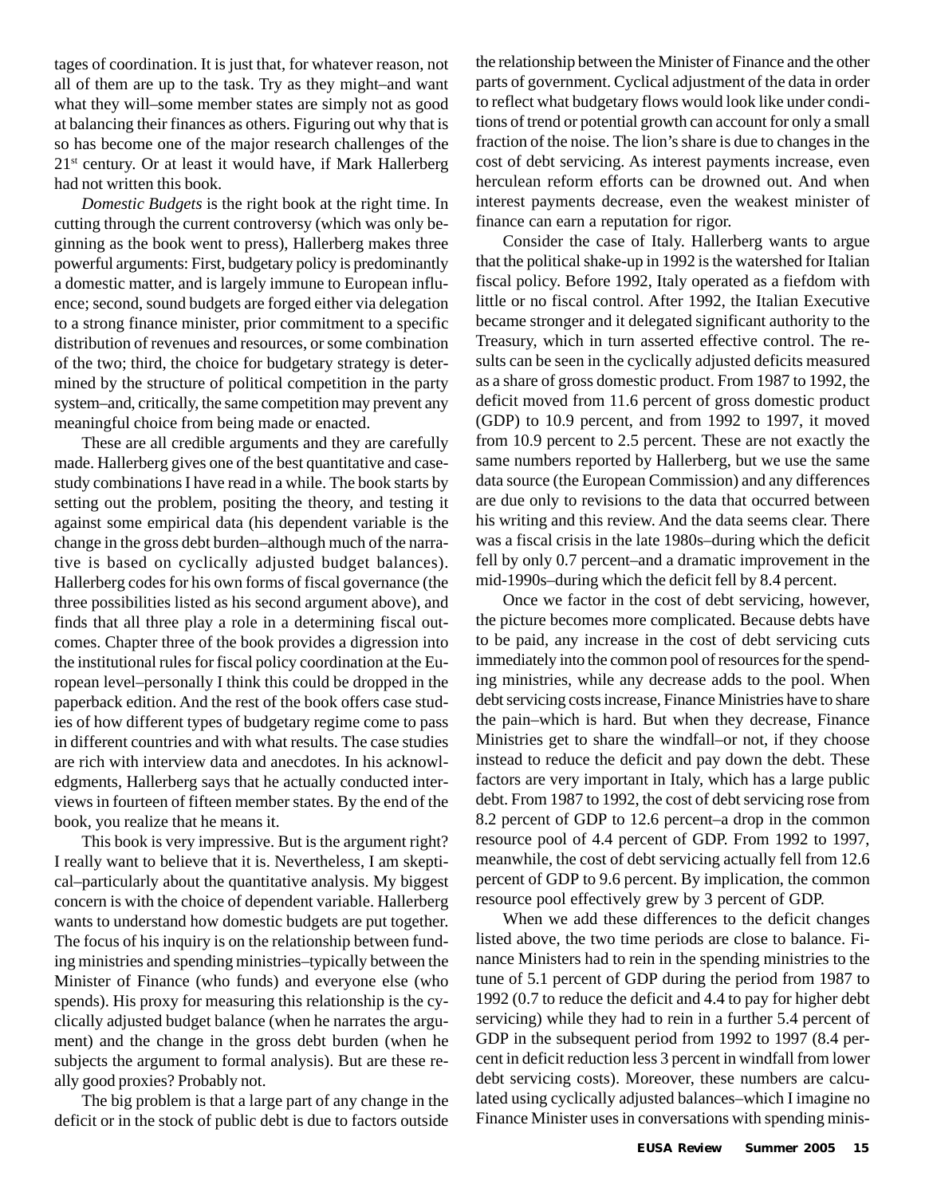tages of coordination. It is just that, for whatever reason, not all of them are up to the task. Try as they might–and want what they will–some member states are simply not as good at balancing their finances as others. Figuring out why that is so has become one of the major research challenges of the 21st century. Or at least it would have, if Mark Hallerberg had not written this book.

*Domestic Budgets* is the right book at the right time. In cutting through the current controversy (which was only beginning as the book went to press), Hallerberg makes three powerful arguments: First, budgetary policy is predominantly a domestic matter, and is largely immune to European influence; second, sound budgets are forged either via delegation to a strong finance minister, prior commitment to a specific distribution of revenues and resources, or some combination of the two; third, the choice for budgetary strategy is determined by the structure of political competition in the party system–and, critically, the same competition may prevent any meaningful choice from being made or enacted.

These are all credible arguments and they are carefully made. Hallerberg gives one of the best quantitative and case-study combinations I have read in a while. The book starts by setting out the problem, positing the theory, and testing it against some empirical data (his dependent variable is the change in the gross debt burden–although much of the narrative is based on cyclically adjusted budget balances). Hallerberg codes for his own forms of fiscal governance (the three possibilities listed as his second argument above), and finds that all three play a role in a determining fiscal outcomes. Chapter three of the book provides a digression into the institutional rules for fiscal policy coordination at the European level–personally I think this could be dropped in the paperback edition. And the rest of the book offers case studies of how different types of budgetary regime come to pass in different countries and with what results. The case studies are rich with interview data and anecdotes. In his acknowledgments, Hallerberg says that he actually conducted interviews in fourteen of fifteen member states. By the end of the book, you realize that he means it.

This book is very impressive. But is the argument right? I really want to believe that it is. Nevertheless, I am skeptical–particularly about the quantitative analysis. My biggest concern is with the choice of dependent variable. Hallerberg wants to understand how domestic budgets are put together. The focus of his inquiry is on the relationship between funding ministries and spending ministries–typically between the Minister of Finance (who funds) and everyone else (who spends). His proxy for measuring this relationship is the cyclically adjusted budget balance (when he narrates the argument) and the change in the gross debt burden (when he subjects the argument to formal analysis). But are these really good proxies? Probably not.

The big problem is that a large part of any change in the deficit or in the stock of public debt is due to factors outside the relationship between the Minister of Finance and the other parts of government. Cyclical adjustment of the data in order to reflect what budgetary flows would look like under conditions of trend or potential growth can account for only a small fraction of the noise. The lion's share is due to changes in the cost of debt servicing. As interest payments increase, even herculean reform efforts can be drowned out. And when interest payments decrease, even the weakest minister of finance can earn a reputation for rigor.

Consider the case of Italy. Hallerberg wants to argue that the political shake-up in 1992 is the watershed for Italian fiscal policy. Before 1992, Italy operated as a fiefdom with little or no fiscal control. After 1992, the Italian Executive became stronger and it delegated significant authority to the Treasury, which in turn asserted effective control. The results can be seen in the cyclically adjusted deficits measured as a share of gross domestic product. From 1987 to 1992, the deficit moved from 11.6 percent of gross domestic product (GDP) to 10.9 percent, and from 1992 to 1997, it moved from 10.9 percent to 2.5 percent. These are not exactly the same numbers reported by Hallerberg, but we use the same data source (the European Commission) and any differences are due only to revisions to the data that occurred between his writing and this review. And the data seems clear. There was a fiscal crisis in the late 1980s–during which the deficit fell by only 0.7 percent–and a dramatic improvement in the mid-1990s–during which the deficit fell by 8.4 percent.

Once we factor in the cost of debt servicing, however, the picture becomes more complicated. Because debts have to be paid, any increase in the cost of debt servicing cuts immediately into the common pool of resources for the spending ministries, while any decrease adds to the pool. When debt servicing costs increase, Finance Ministries have to share the pain–which is hard. But when they decrease, Finance Ministries get to share the windfall–or not, if they choose instead to reduce the deficit and pay down the debt. These factors are very important in Italy, which has a large public debt. From 1987 to 1992, the cost of debt servicing rose from 8.2 percent of GDP to 12.6 percent–a drop in the common resource pool of 4.4 percent of GDP. From 1992 to 1997, meanwhile, the cost of debt servicing actually fell from 12.6 percent of GDP to 9.6 percent. By implication, the common resource pool effectively grew by 3 percent of GDP.

When we add these differences to the deficit changes listed above, the two time periods are close to balance. Finance Ministers had to rein in the spending ministries to the tune of 5.1 percent of GDP during the period from 1987 to 1992 (0.7 to reduce the deficit and 4.4 to pay for higher debt servicing) while they had to rein in a further 5.4 percent of GDP in the subsequent period from 1992 to 1997 (8.4 percent in deficit reduction less 3 percent in windfall from lower debt servicing costs). Moreover, these numbers are calculated using cyclically adjusted balances–which I imagine no Finance Minister uses in conversations with spending minis-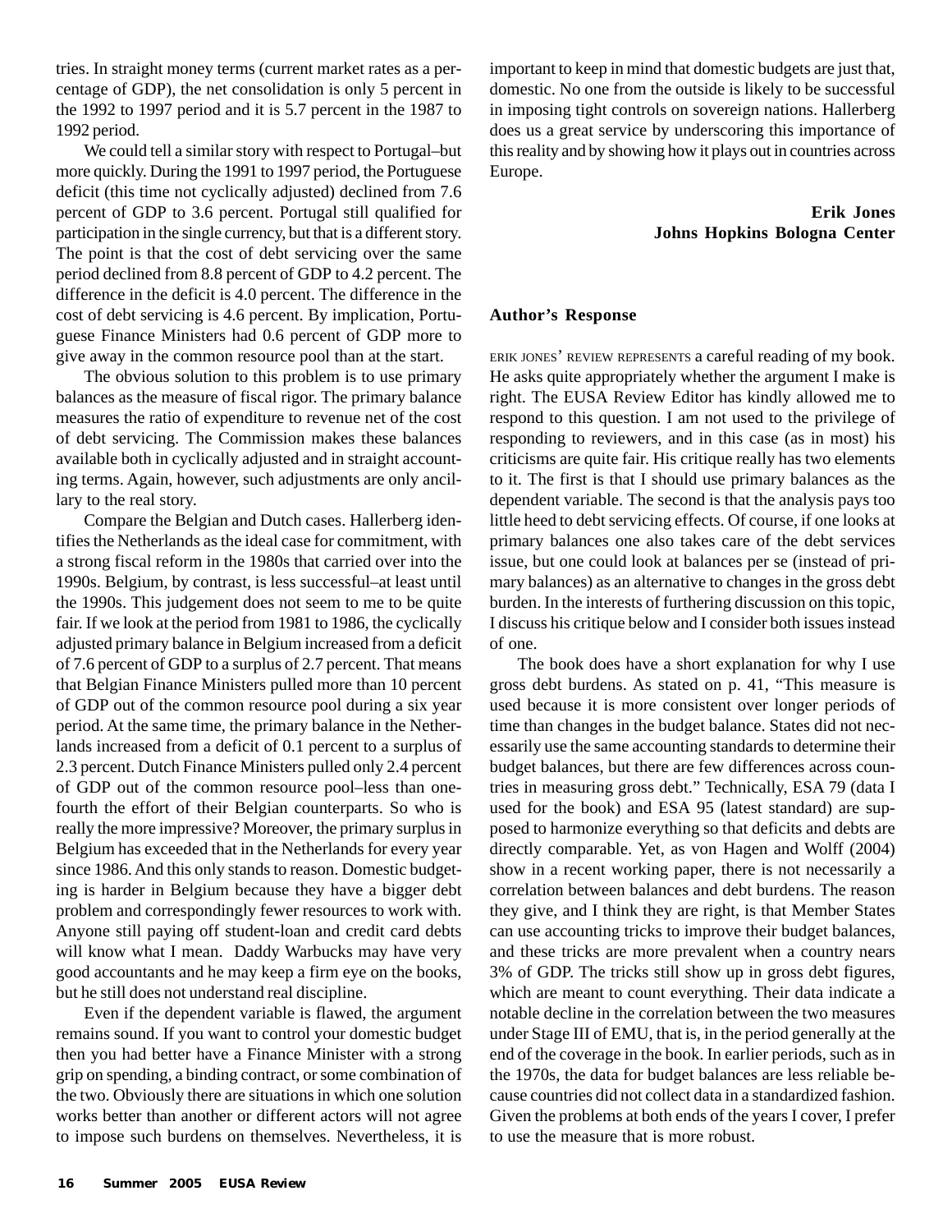tries. In straight money terms (current market rates as a percentage of GDP), the net consolidation is only 5 percent in the 1992 to 1997 period and it is 5.7 percent in the 1987 to 1992 period.

We could tell a similar story with respect to Portugal–but more quickly. During the 1991 to 1997 period, the Portuguese deficit (this time not cyclically adjusted) declined from 7.6 percent of GDP to 3.6 percent. Portugal still qualified for participation in the single currency, but that is a different story. The point is that the cost of debt servicing over the same period declined from 8.8 percent of GDP to 4.2 percent. The difference in the deficit is 4.0 percent. The difference in the cost of debt servicing is 4.6 percent. By implication, Portuguese Finance Ministers had 0.6 percent of GDP more to give away in the common resource pool than at the start.

The obvious solution to this problem is to use primary balances as the measure of fiscal rigor. The primary balance measures the ratio of expenditure to revenue net of the cost of debt servicing. The Commission makes these balances available both in cyclically adjusted and in straight accounting terms. Again, however, such adjustments are only ancillary to the real story.

Compare the Belgian and Dutch cases. Hallerberg identifies the Netherlands as the ideal case for commitment, with a strong fiscal reform in the 1980s that carried over into the 1990s. Belgium, by contrast, is less successful–at least until the 1990s. This judgement does not seem to me to be quite fair. If we look at the period from 1981 to 1986, the cyclically adjusted primary balance in Belgium increased from a deficit of 7.6 percent of GDP to a surplus of 2.7 percent. That means that Belgian Finance Ministers pulled more than 10 percent of GDP out of the common resource pool during a six year period. At the same time, the primary balance in the Netherlands increased from a deficit of 0.1 percent to a surplus of 2.3 percent. Dutch Finance Ministers pulled only 2.4 percent of GDP out of the common resource pool–less than one-fourth the effort of their Belgian counterparts. So who is really the more impressive? Moreover, the primary surplus in Belgium has exceeded that in the Netherlands for every year since 1986. And this only stands to reason. Domestic budgeting is harder in Belgium because they have a bigger debt problem and correspondingly fewer resources to work with. Anyone still paying off student-loan and credit card debts will know what I mean. Daddy Warbucks may have very good accountants and he may keep a firm eye on the books, but he still does not understand real discipline.

Even if the dependent variable is flawed, the argument remains sound. If you want to control your domestic budget then you had better have a Finance Minister with a strong grip on spending, a binding contract, or some combination of the two. Obviously there are situations in which one solution works better than another or different actors will not agree to impose such burdens on themselves. Nevertheless, it is important to keep in mind that domestic budgets are just that, domestic. No one from the outside is likely to be successful in imposing tight controls on sovereign nations. Hallerberg does us a great service by underscoring this importance of this reality and by showing how it plays out in countries across Europe.

**Erik Jones**
**Johns Hopkins Bologna Center**

### Author's Response

ERIK JONES' REVIEW REPRESENTS a careful reading of my book. He asks quite appropriately whether the argument I make is right. The EUSA Review Editor has kindly allowed me to respond to this question. I am not used to the privilege of responding to reviewers, and in this case (as in most) his criticisms are quite fair. His critique really has two elements to it. The first is that I should use primary balances as the dependent variable. The second is that the analysis pays too little heed to debt servicing effects. Of course, if one looks at primary balances one also takes care of the debt services issue, but one could look at balances per se (instead of primary balances) as an alternative to changes in the gross debt burden. In the interests of furthering discussion on this topic, I discuss his critique below and I consider both issues instead of one.

The book does have a short explanation for why I use gross debt burdens. As stated on p. 41, "This measure is used because it is more consistent over longer periods of time than changes in the budget balance. States did not necessarily use the same accounting standards to determine their budget balances, but there are few differences across countries in measuring gross debt." Technically, ESA 79 (data I used for the book) and ESA 95 (latest standard) are supposed to harmonize everything so that deficits and debts are directly comparable. Yet, as von Hagen and Wolff (2004) show in a recent working paper, there is not necessarily a correlation between balances and debt burdens. The reason they give, and I think they are right, is that Member States can use accounting tricks to improve their budget balances, and these tricks are more prevalent when a country nears 3% of GDP. The tricks still show up in gross debt figures, which are meant to count everything. Their data indicate a notable decline in the correlation between the two measures under Stage III of EMU, that is, in the period generally at the end of the coverage in the book. In earlier periods, such as in the 1970s, the data for budget balances are less reliable because countries did not collect data in a standardized fashion. Given the problems at both ends of the years I cover, I prefer to use the measure that is more robust.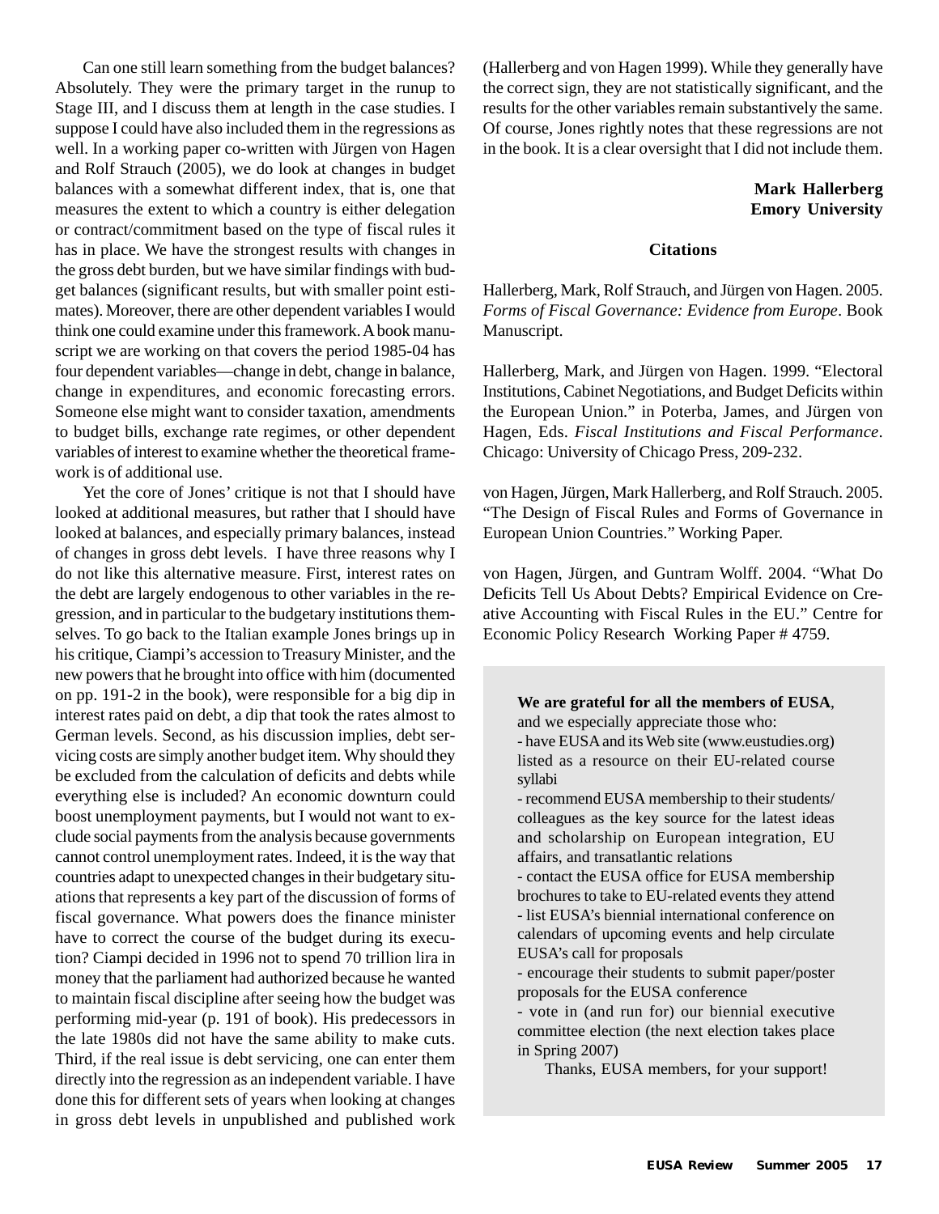Can one still learn something from the budget balances? Absolutely. They were the primary target in the runup to Stage III, and I discuss them at length in the case studies. I suppose I could have also included them in the regressions as well. In a working paper co-written with Jürgen von Hagen and Rolf Strauch (2005), we do look at changes in budget balances with a somewhat different index, that is, one that measures the extent to which a country is either delegation or contract/commitment based on the type of fiscal rules it has in place. We have the strongest results with changes in the gross debt burden, but we have similar findings with budget balances (significant results, but with smaller point estimates). Moreover, there are other dependent variables I would think one could examine under this framework. A book manuscript we are working on that covers the period 1985-04 has four dependent variables—change in debt, change in balance, change in expenditures, and economic forecasting errors. Someone else might want to consider taxation, amendments to budget bills, exchange rate regimes, or other dependent variables of interest to examine whether the theoretical framework is of additional use.

Yet the core of Jones' critique is not that I should have looked at additional measures, but rather that I should have looked at balances, and especially primary balances, instead of changes in gross debt levels. I have three reasons why I do not like this alternative measure. First, interest rates on the debt are largely endogenous to other variables in the regression, and in particular to the budgetary institutions themselves. To go back to the Italian example Jones brings up in his critique, Ciampi's accession to Treasury Minister, and the new powers that he brought into office with him (documented on pp. 191-2 in the book), were responsible for a big dip in interest rates paid on debt, a dip that took the rates almost to German levels. Second, as his discussion implies, debt servicing costs are simply another budget item. Why should they be excluded from the calculation of deficits and debts while everything else is included? An economic downturn could boost unemployment payments, but I would not want to exclude social payments from the analysis because governments cannot control unemployment rates. Indeed, it is the way that countries adapt to unexpected changes in their budgetary situations that represents a key part of the discussion of forms of fiscal governance. What powers does the finance minister have to correct the course of the budget during its execution? Ciampi decided in 1996 not to spend 70 trillion lira in money that the parliament had authorized because he wanted to maintain fiscal discipline after seeing how the budget was performing mid-year (p. 191 of book). His predecessors in the late 1980s did not have the same ability to make cuts. Third, if the real issue is debt servicing, one can enter them directly into the regression as an independent variable. I have done this for different sets of years when looking at changes in gross debt levels in unpublished and published work (Hallerberg and von Hagen 1999). While they generally have the correct sign, they are not statistically significant, and the results for the other variables remain substantively the same. Of course, Jones rightly notes that these regressions are not in the book. It is a clear oversight that I did not include them.

**Mark Hallerberg**
**Emory University**

### Citations

Hallerberg, Mark, Rolf Strauch, and Jürgen von Hagen. 2005. *Forms of Fiscal Governance: Evidence from Europe*. Book Manuscript.

Hallerberg, Mark, and Jürgen von Hagen. 1999. "Electoral Institutions, Cabinet Negotiations, and Budget Deficits within the European Union." in Poterba, James, and Jürgen von Hagen, Eds. *Fiscal Institutions and Fiscal Performance*. Chicago: University of Chicago Press, 209-232.

von Hagen, Jürgen, Mark Hallerberg, and Rolf Strauch. 2005. "The Design of Fiscal Rules and Forms of Governance in European Union Countries." Working Paper.

von Hagen, Jürgen, and Guntram Wolff. 2004. "What Do Deficits Tell Us About Debts? Empirical Evidence on Creative Accounting with Fiscal Rules in the EU." Centre for Economic Policy Research Working Paper # 4759.

**We are grateful for all the members of EUSA**, and we especially appreciate those who:

- have EUSA and its Web site (www.eustudies.org) listed as a resource on their EU-related course syllabi
- recommend EUSA membership to their students/ colleagues as the key source for the latest ideas and scholarship on European integration, EU affairs, and transatlantic relations
- contact the EUSA office for EUSA membership brochures to take to EU-related events they attend
- list EUSA's biennial international conference on calendars of upcoming events and help circulate EUSA's call for proposals
- encourage their students to submit paper/poster proposals for the EUSA conference
- vote in (and run for) our biennial executive committee election (the next election takes place in Spring 2007)

Thanks, EUSA members, for your support!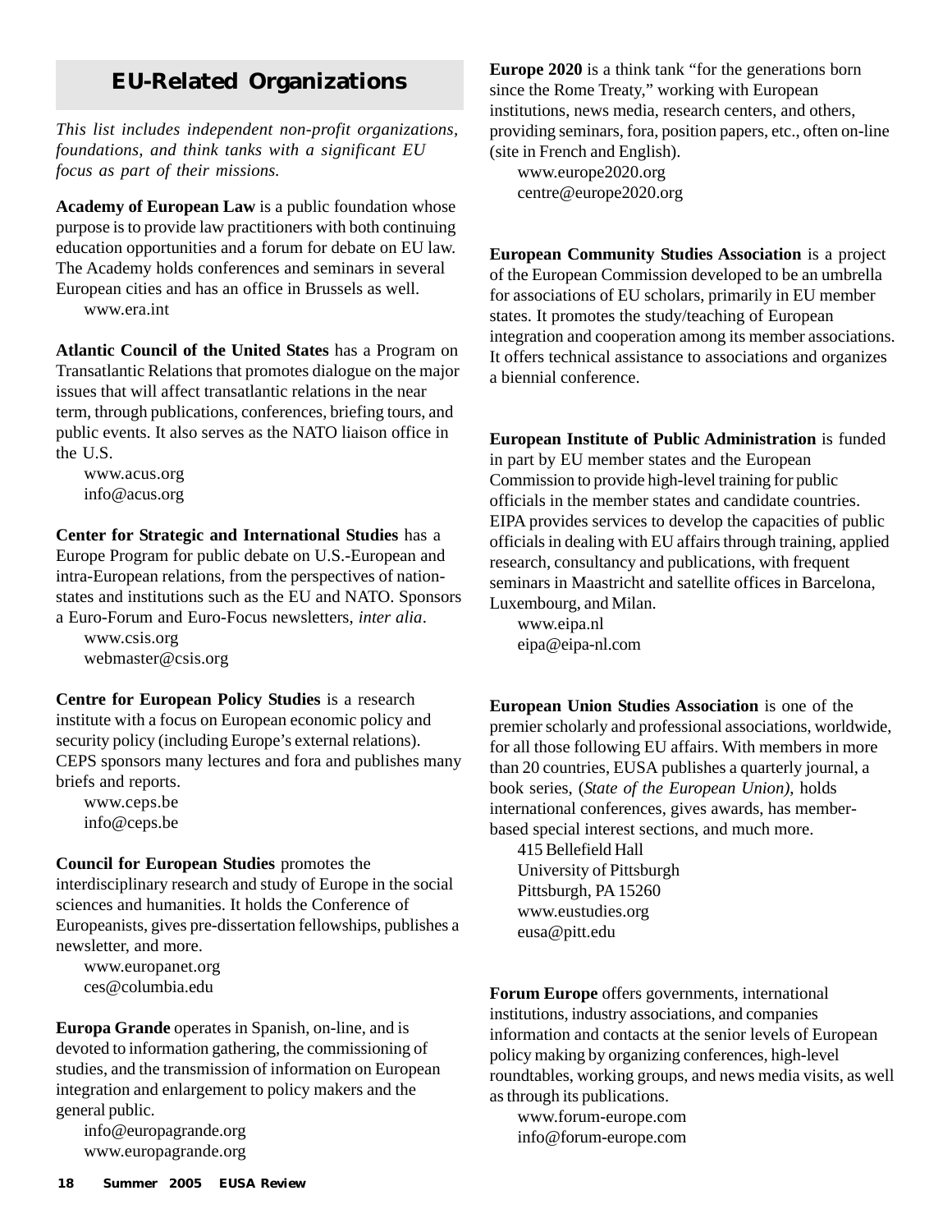## EU-Related Organizations

*This list includes independent non-profit organizations, foundations, and think tanks with a significant EU focus as part of their missions.*

**Academy of European Law** is a public foundation whose purpose is to provide law practitioners with both continuing education opportunities and a forum for debate on EU law. The Academy holds conferences and seminars in several European cities and has an office in Brussels as well.
www.era.int

**Atlantic Council of the United States** has a Program on Transatlantic Relations that promotes dialogue on the major issues that will affect transatlantic relations in the near term, through publications, conferences, briefing tours, and public events. It also serves as the NATO liaison office in the U.S.
www.acus.org
info@acus.org

**Center for Strategic and International Studies** has a Europe Program for public debate on U.S.-European and intra-European relations, from the perspectives of nation-states and institutions such as the EU and NATO. Sponsors a Euro-Forum and Euro-Focus newsletters, *inter alia*.
www.csis.org
webmaster@csis.org

**Centre for European Policy Studies** is a research institute with a focus on European economic policy and security policy (including Europe's external relations). CEPS sponsors many lectures and fora and publishes many briefs and reports.
www.ceps.be
info@ceps.be

**Council for European Studies** promotes the interdisciplinary research and study of Europe in the social sciences and humanities. It holds the Conference of Europeanists, gives pre-dissertation fellowships, publishes a newsletter, and more.
www.europanet.org
ces@columbia.edu

**Europa Grande** operates in Spanish, on-line, and is devoted to information gathering, the commissioning of studies, and the transmission of information on European integration and enlargement to policy makers and the general public.
info@europagrande.org
www.europagrande.org

**Europe 2020** is a think tank "for the generations born since the Rome Treaty," working with European institutions, news media, research centers, and others, providing seminars, fora, position papers, etc., often on-line (site in French and English).
www.europe2020.org
centre@europe2020.org

**European Community Studies Association** is a project of the European Commission developed to be an umbrella for associations of EU scholars, primarily in EU member states. It promotes the study/teaching of European integration and cooperation among its member associations. It offers technical assistance to associations and organizes a biennial conference.

**European Institute of Public Administration** is funded in part by EU member states and the European Commission to provide high-level training for public officials in the member states and candidate countries. EIPA provides services to develop the capacities of public officials in dealing with EU affairs through training, applied research, consultancy and publications, with frequent seminars in Maastricht and satellite offices in Barcelona, Luxembourg, and Milan.
www.eipa.nl
eipa@eipa-nl.com

**European Union Studies Association** is one of the premier scholarly and professional associations, worldwide, for all those following EU affairs. With members in more than 20 countries, EUSA publishes a quarterly journal, a book series, (*State of the European Union)*, holds international conferences, gives awards, has member-based special interest sections, and much more.
415 Bellefield Hall
University of Pittsburgh
Pittsburgh, PA 15260
www.eustudies.org
eusa@pitt.edu

**Forum Europe** offers governments, international institutions, industry associations, and companies information and contacts at the senior levels of European policy making by organizing conferences, high-level roundtables, working groups, and news media visits, as well as through its publications.
www.forum-europe.com
info@forum-europe.com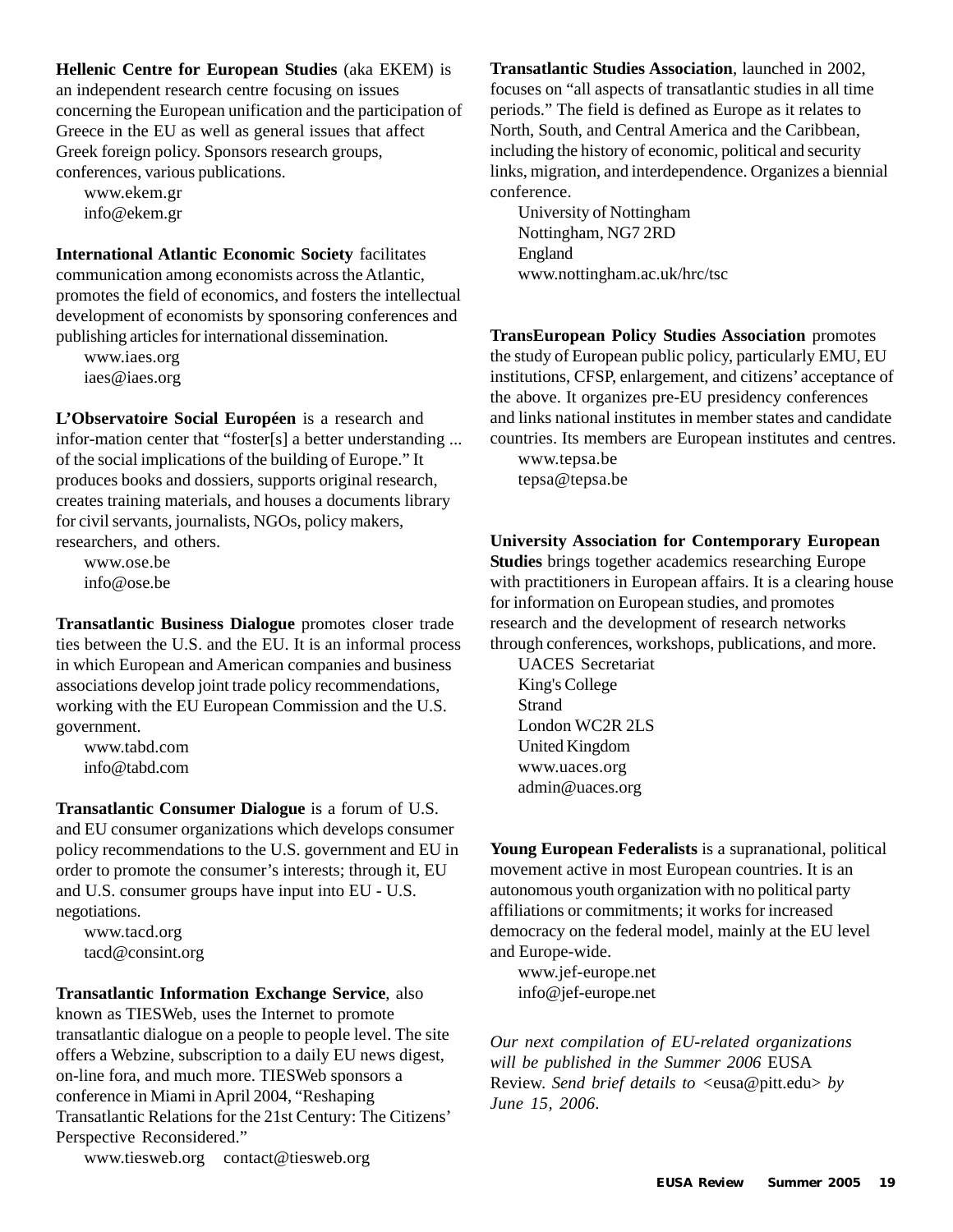**Hellenic Centre for European Studies** (aka EKEM) is an independent research centre focusing on issues concerning the European unification and the participation of Greece in the EU as well as general issues that affect Greek foreign policy. Sponsors research groups, conferences, various publications.

www.ekem.gr
info@ekem.gr

**International Atlantic Economic Society** facilitates communication among economists across the Atlantic, promotes the field of economics, and fosters the intellectual development of economists by sponsoring conferences and publishing articles for international dissemination.

www.iaes.org
iaes@iaes.org

**L'Observatoire Social Européen** is a research and infor-mation center that "foster[s] a better understanding ... of the social implications of the building of Europe." It produces books and dossiers, supports original research, creates training materials, and houses a documents library for civil servants, journalists, NGOs, policy makers, researchers, and others.

www.ose.be
info@ose.be

**Transatlantic Business Dialogue** promotes closer trade ties between the U.S. and the EU. It is an informal process in which European and American companies and business associations develop joint trade policy recommendations, working with the EU European Commission and the U.S. government.

www.tabd.com
info@tabd.com

**Transatlantic Consumer Dialogue** is a forum of U.S. and EU consumer organizations which develops consumer policy recommendations to the U.S. government and EU in order to promote the consumer's interests; through it, EU and U.S. consumer groups have input into EU - U.S. negotiations.

www.tacd.org
tacd@consint.org

**Transatlantic Information Exchange Service**, also known as TIESWeb, uses the Internet to promote transatlantic dialogue on a people to people level. The site offers a Webzine, subscription to a daily EU news digest, on-line fora, and much more. TIESWeb sponsors a conference in Miami in April 2004, "Reshaping Transatlantic Relations for the 21st Century: The Citizens' Perspective Reconsidered."

www.tiesweb.org contact@tiesweb.org

**Transatlantic Studies Association**, launched in 2002, focuses on "all aspects of transatlantic studies in all time periods." The field is defined as Europe as it relates to North, South, and Central America and the Caribbean, including the history of economic, political and security links, migration, and interdependence. Organizes a biennial conference.

University of Nottingham
Nottingham, NG7 2RD
England
www.nottingham.ac.uk/hrc/tsc

**TransEuropean Policy Studies Association** promotes the study of European public policy, particularly EMU, EU institutions, CFSP, enlargement, and citizens' acceptance of the above. It organizes pre-EU presidency conferences and links national institutes in member states and candidate countries. Its members are European institutes and centres.

www.tepsa.be
tepsa@tepsa.be

**University Association for Contemporary European Studies** brings together academics researching Europe with practitioners in European affairs. It is a clearing house for information on European studies, and promotes research and the development of research networks through conferences, workshops, publications, and more.

UACES Secretariat
King's College
Strand
London WC2R 2LS
United Kingdom
www.uaces.org
admin@uaces.org

**Young European Federalists** is a supranational, political movement active in most European countries. It is an autonomous youth organization with no political party affiliations or commitments; it works for increased democracy on the federal model, mainly at the EU level and Europe-wide.

www.jef-europe.net
info@jef-europe.net

*Our next compilation of EU-related organizations will be published in the Summer 2006* EUSA Review. *Send brief details to* <eusa@pitt.edu> *by June 15, 2006.*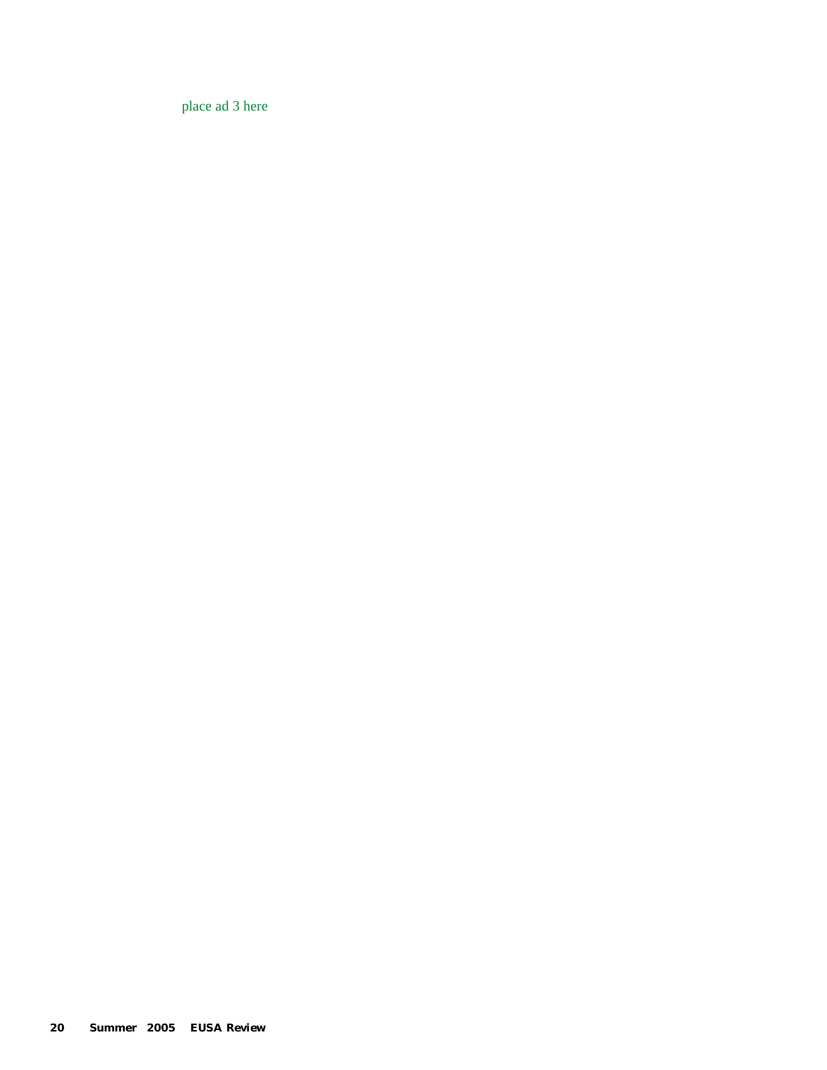place ad 3 here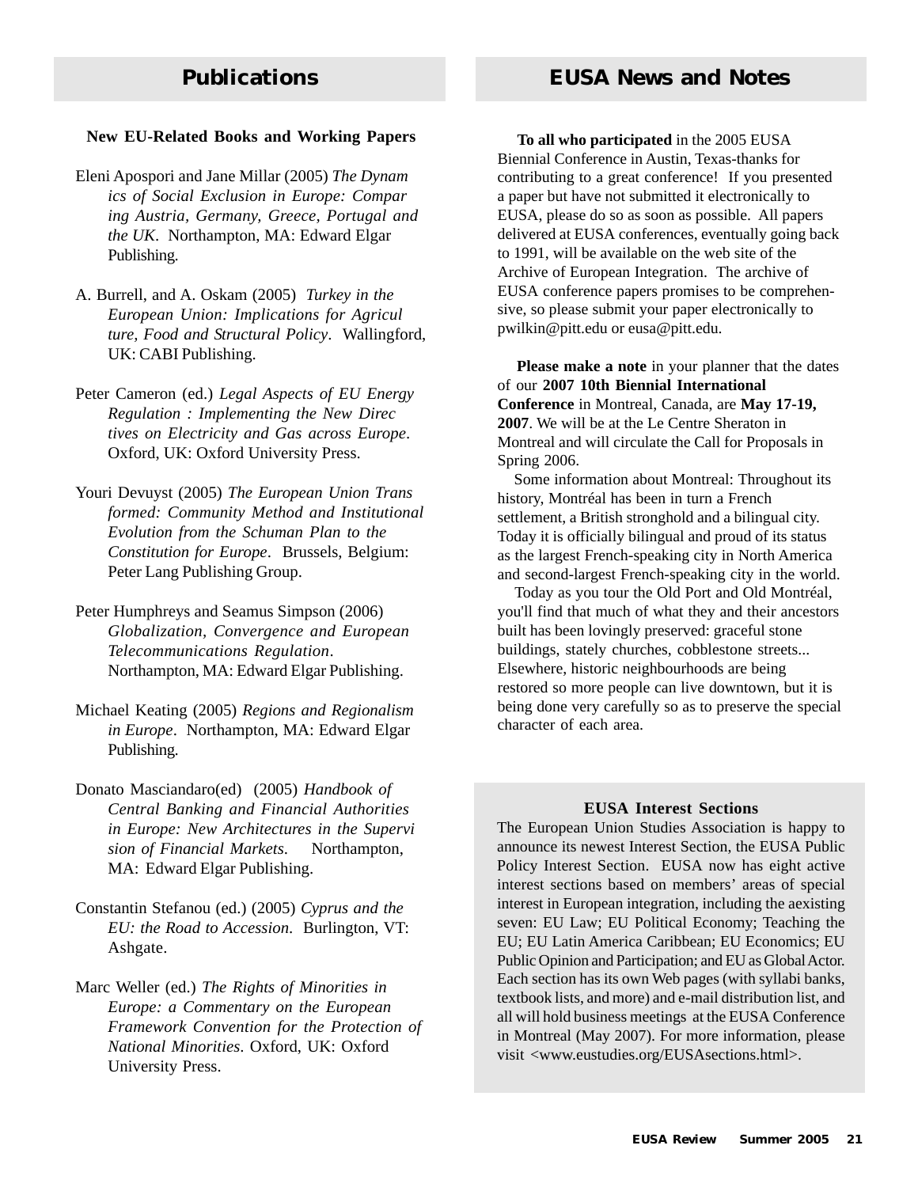## Publications

### New EU-Related Books and Working Papers

Eleni Apospori and Jane Millar (2005) *The Dynamics of Social Exclusion in Europe: Comparing Austria, Germany, Greece, Portugal and the UK*. Northampton, MA: Edward Elgar Publishing.

A. Burrell, and A. Oskam (2005) *Turkey in the European Union: Implications for Agricultural, Food and Structural Policy*. Wallingford, UK: CABI Publishing.

Peter Cameron (ed.) *Legal Aspects of EU Energy Regulation : Implementing the New Directives on Electricity and Gas across Europe*. Oxford, UK: Oxford University Press.

Youri Devuyst (2005) *The European Union Transformed: Community Method and Institutional Evolution from the Schuman Plan to the Constitution for Europe*. Brussels, Belgium: Peter Lang Publishing Group.

Peter Humphreys and Seamus Simpson (2006) *Globalization, Convergence and European Telecommunications Regulation*. Northampton, MA: Edward Elgar Publishing.

Michael Keating (2005) *Regions and Regionalism in Europe*. Northampton, MA: Edward Elgar Publishing.

Donato Masciandaro(ed) (2005) *Handbook of Central Banking and Financial Authorities in Europe: New Architectures in the Supervision of Financial Markets*. Northampton, MA: Edward Elgar Publishing.

Constantin Stefanou (ed.) (2005) *Cyprus and the EU: the Road to Accession*. Burlington, VT: Ashgate.

Marc Weller (ed.) *The Rights of Minorities in Europe: a Commentary on the European Framework Convention for the Protection of National Minorities*. Oxford, UK: Oxford University Press.

## EUSA News and Notes

**To all who participated** in the 2005 EUSA Biennial Conference in Austin, Texas-thanks for contributing to a great conference! If you presented a paper but have not submitted it electronically to EUSA, please do so as soon as possible. All papers delivered at EUSA conferences, eventually going back to 1991, will be available on the web site of the Archive of European Integration. The archive of EUSA conference papers promises to be comprehensive, so please submit your paper electronically to pwilkin@pitt.edu or eusa@pitt.edu.

**Please make a note** in your planner that the dates of our **2007 10th Biennial International Conference** in Montreal, Canada, are **May 17-19, 2007**. We will be at the Le Centre Sheraton in Montreal and will circulate the Call for Proposals in Spring 2006.

Some information about Montreal: Throughout its history, Montréal has been in turn a French settlement, a British stronghold and a bilingual city. Today it is officially bilingual and proud of its status as the largest French-speaking city in North America and second-largest French-speaking city in the world.

Today as you tour the Old Port and Old Montréal, you'll find that much of what they and their ancestors built has been lovingly preserved: graceful stone buildings, stately churches, cobblestone streets... Elsewhere, historic neighbourhoods are being restored so more people can live downtown, but it is being done very carefully so as to preserve the special character of each area.

### EUSA Interest Sections

The European Union Studies Association is happy to announce its newest Interest Section, the EUSA Public Policy Interest Section. EUSA now has eight active interest sections based on members' areas of special interest in European integration, including the aexisting seven: EU Law; EU Political Economy; Teaching the EU; EU Latin America Caribbean; EU Economics; EU Public Opinion and Participation; and EU as Global Actor. Each section has its own Web pages (with syllabi banks, textbook lists, and more) and e-mail distribution list, and all will hold business meetings at the EUSA Conference in Montreal (May 2007). For more information, please visit <www.eustudies.org/EUSAsections.html>.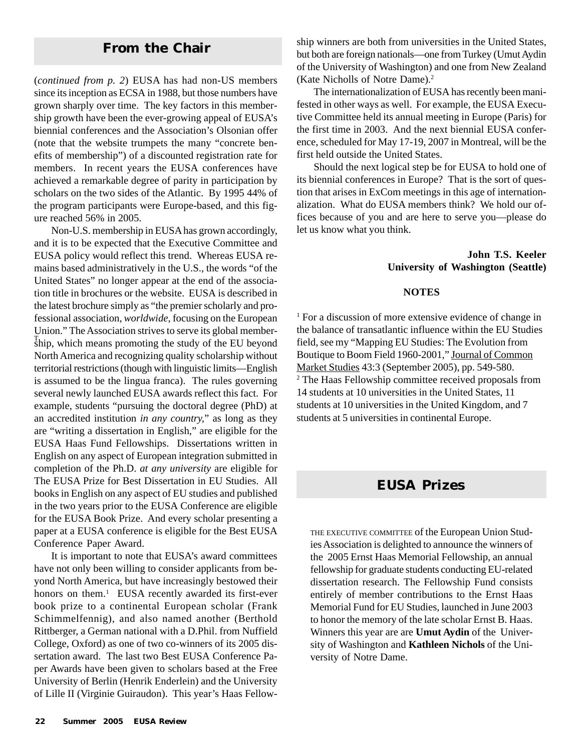## From the Chair

(*continued from p. 2*) EUSA has had non-US members since its inception as ECSA in 1988, but those numbers have grown sharply over time. The key factors in this membership growth have been the ever-growing appeal of EUSA's biennial conferences and the Association's Olsonian offer (note that the website trumpets the many "concrete benefits of membership") of a discounted registration rate for members. In recent years the EUSA conferences have achieved a remarkable degree of parity in participation by scholars on the two sides of the Atlantic. By 1995 44% of the program participants were Europe-based, and this figure reached 56% in 2005.

Non-U.S. membership in EUSA has grown accordingly, and it is to be expected that the Executive Committee and EUSA policy would reflect this trend. Whereas EUSA remains based administratively in the U.S., the words "of the United States" no longer appear at the end of the association title in brochures or the website. EUSA is described in the latest brochure simply as "the premier scholarly and professional association, *worldwide*, focusing on the European Union." The Association strives to serve its global membership, which means promoting the study of the EU beyond North America and recognizing quality scholarship without territorial restrictions (though with linguistic limits—English is assumed to be the lingua franca). The rules governing several newly launched EUSA awards reflect this fact. For example, students "pursuing the doctoral degree (PhD) at an accredited institution *in any country*," as long as they are "writing a dissertation in English," are eligible for the EUSA Haas Fund Fellowships. Dissertations written in English on any aspect of European integration submitted in completion of the Ph.D. *at any university* are eligible for The EUSA Prize for Best Dissertation in EU Studies. All books in English on any aspect of EU studies and published in the two years prior to the EUSA Conference are eligible for the EUSA Book Prize. And every scholar presenting a paper at a EUSA conference is eligible for the Best EUSA Conference Paper Award.

It is important to note that EUSA's award committees have not only been willing to consider applicants from beyond North America, but have increasingly bestowed their honors on them.[1] EUSA recently awarded its first-ever book prize to a continental European scholar (Frank Schimmelfennig), and also named another (Berthold Rittberger, a German national with a D.Phil. from Nuffield College, Oxford) as one of two co-winners of its 2005 dissertation award. The last two Best EUSA Conference Paper Awards have been given to scholars based at the Free University of Berlin (Henrik Enderlein) and the University of Lille II (Virginie Guiraudon). This year's Haas Fellowship winners are both from universities in the United States, but both are foreign nationals—one from Turkey (Umut Aydin of the University of Washington) and one from New Zealand (Kate Nicholls of Notre Dame).[2]

The internationalization of EUSA has recently been manifested in other ways as well. For example, the EUSA Executive Committee held its annual meeting in Europe (Paris) for the first time in 2003. And the next biennial EUSA conference, scheduled for May 17-19, 2007 in Montreal, will be the first held outside the United States.

Should the next logical step be for EUSA to hold one of its biennial conferences in Europe? That is the sort of question that arises in ExCom meetings in this age of internationalization. What do EUSA members think? We hold our offices because of you and are here to serve you—please do let us know what you think.

**John T.S. Keeler**
**University of Washington (Seattle)**

**NOTES**

[1] For a discussion of more extensive evidence of change in the balance of transatlantic influence within the EU Studies field, see my "Mapping EU Studies: The Evolution from Boutique to Boom Field 1960-2001," Journal of Common Market Studies 43:3 (September 2005), pp. 549-580.

[2] The Haas Fellowship committee received proposals from 14 students at 10 universities in the United States, 11 students at 10 universities in the United Kingdom, and 7 students at 5 universities in continental Europe.

## EUSA Prizes

THE EXECUTIVE COMMITTEE of the European Union Studies Association is delighted to announce the winners of the 2005 Ernst Haas Memorial Fellowship, an annual fellowship for graduate students conducting EU-related dissertation research. The Fellowship Fund consists entirely of member contributions to the Ernst Haas Memorial Fund for EU Studies, launched in June 2003 to honor the memory of the late scholar Ernst B. Haas. Winners this year are are **Umut Aydin** of the University of Washington and **Kathleen Nichols** of the University of Notre Dame.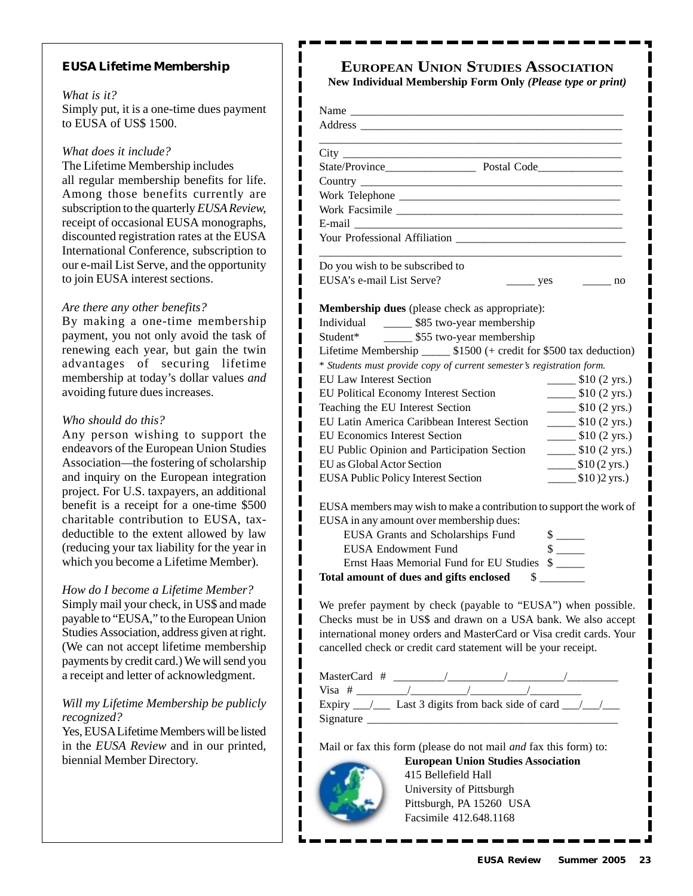### EUSA Lifetime Membership

*What is it?*
Simply put, it is a one-time dues payment to EUSA of US$ 1500.

*What does it include?*
The Lifetime Membership includes all regular membership benefits for life. Among those benefits currently are subscription to the quarterly *EUSA Review*, receipt of occasional EUSA monographs, discounted registration rates at the EUSA International Conference, subscription to our e-mail List Serve, and the opportunity to join EUSA interest sections.

*Are there any other benefits?*
By making a one-time membership payment, you not only avoid the task of renewing each year, but gain the twin advantages of securing lifetime membership at today's dollar values *and* avoiding future dues increases.

*Who should do this?*
Any person wishing to support the endeavors of the European Union Studies Association—the fostering of scholarship and inquiry on the European integration project. For U.S. taxpayers, an additional benefit is a receipt for a one-time $500 charitable contribution to EUSA, tax-deductible to the extent allowed by law (reducing your tax liability for the year in which you become a Lifetime Member).

*How do I become a Lifetime Member?*
Simply mail your check, in US$ and made payable to "EUSA," to the European Union Studies Association, address given at right. (We can not accept lifetime membership payments by credit card.) We will send you a receipt and letter of acknowledgment.

*Will my Lifetime Membership be publicly recognized?*
Yes, EUSA Lifetime Members will be listed in the *EUSA Review* and in our printed, biennial Member Directory.

## European Union Studies Association

**New Individual Membership Form Only** ***(Please type or print)***

Name ______________________________________________
Address ____________________________________________
__________________________________________________
City _______________________________________________
State/Province________________ Postal Code______________
Country ____________________________________________
Work Telephone ______________________________________
Work Facsimile ______________________________________
E-mail _____________________________________________
Your Professional Affiliation ____________________________
__________________________________________________

Do you wish to be subscribed to
EUSA's e-mail List Serve? _____ yes _____ no

**Membership dues** (please check as appropriate):

Individual _____ $85 two-year membership
Student* _____ $55 two-year membership
Lifetime Membership _____ $1500 (+ credit for $500 tax deduction)
*\* Students must provide copy of current semester's registration form.*

EU Law Interest Section _____ $10 (2 yrs.)
EU Political Economy Interest Section _____ $10 (2 yrs.)
Teaching the EU Interest Section _____ $10 (2 yrs.)
EU Latin America Caribbean Interest Section _____ $10 (2 yrs.)
EU Economics Interest Section _____ $10 (2 yrs.)
EU Public Opinion and Participation Section _____ $10 (2 yrs.)
EU as Global Actor Section _____ $10 (2 yrs.)
EUSA Public Policy Interest Section _____ $10 )2 yrs.)

EUSA members may wish to make a contribution to support the work of EUSA in any amount over membership dues:

EUSA Grants and Scholarships Fund $ _____
EUSA Endowment Fund $ _____
Ernst Haas Memorial Fund for EU Studies $ _____

**Total amount of dues and gifts enclosed** $ ________

We prefer payment by check (payable to "EUSA") when possible. Checks must be in US$ and drawn on a USA bank. We also accept international money orders and MasterCard or Visa credit cards. Your cancelled check or credit card statement will be your receipt.

MasterCard # _________/__________/__________/_________
Visa # _________/__________/__________/_________
Expiry ___/___ Last 3 digits from back side of card ___/___/___
Signature ____________________________________________

Mail or fax this form (please do not mail *and* fax this form) to:

**European Union Studies Association**
415 Bellefield Hall
University of Pittsburgh
Pittsburgh, PA 15260 USA
Facsimile 412.648.1168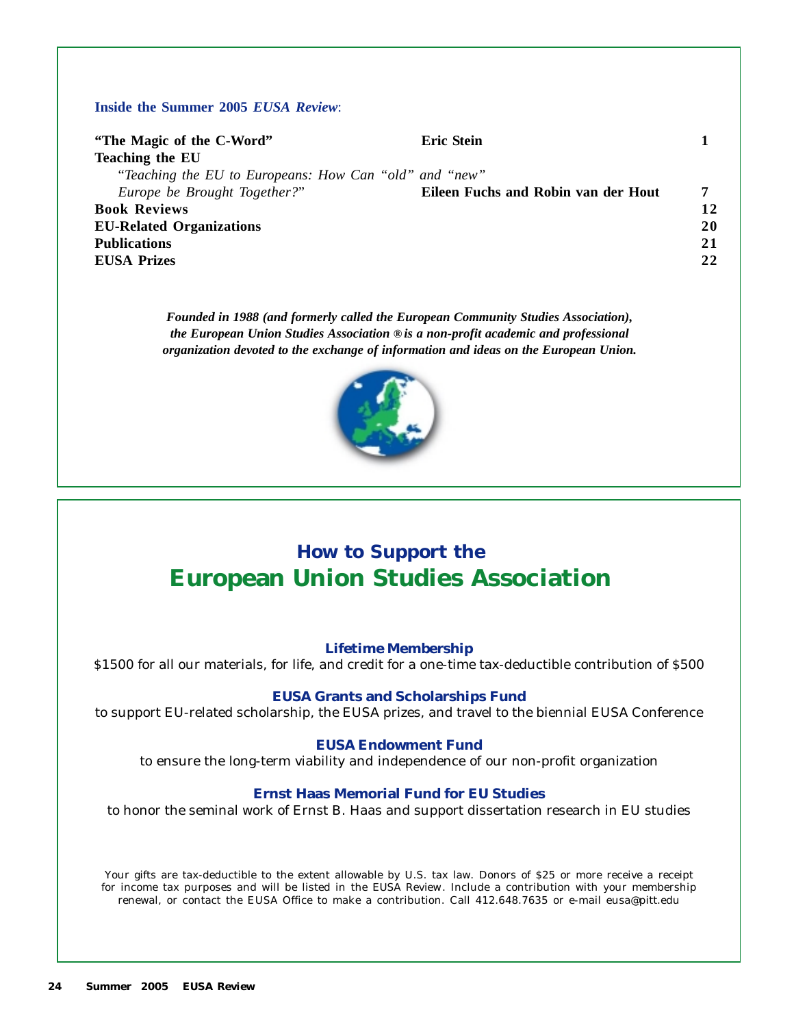**Inside the Summer 2005 *EUSA Review*:**

| | | |
|---|---|---|
| **"The Magic of the C-Word"** | **Eric Stein** | **1** |
| **Teaching the EU** | | |
| *"Teaching the EU to Europeans: How Can "old" and "new" Europe be Brought Together?"* | **Eileen Fuchs and Robin van der Hout** | **7** |
| **Book Reviews** | | **12** |
| **EU-Related Organizations** | | **20** |
| **Publications** | | **21** |
| **EUSA Prizes** | | **22** |

***Founded in 1988 (and formerly called the European Community Studies Association), the European Union Studies Association ® is a non-profit academic and professional organization devoted to the exchange of information and ideas on the European Union.***

## How to Support the
# European Union Studies Association

**Lifetime Membership**
$1500 for all our materials, for life, and credit for a one-time tax-deductible contribution of $500

**EUSA Grants and Scholarships Fund**
to support EU-related scholarship, the EUSA prizes, and travel to the biennial EUSA Conference

**EUSA Endowment Fund**
to ensure the long-term viability and independence of our non-profit organization

**Ernst Haas Memorial Fund for EU Studies**
to honor the seminal work of Ernst B. Haas and support dissertation research in EU studies

Your gifts are tax-deductible to the extent allowable by U.S. tax law. Donors of $25 or more receive a receipt for income tax purposes and will be listed in the EUSA Review. Include a contribution with your membership renewal, or contact the EUSA Office to make a contribution. Call 412.648.7635 or e-mail eusa@pitt.edu